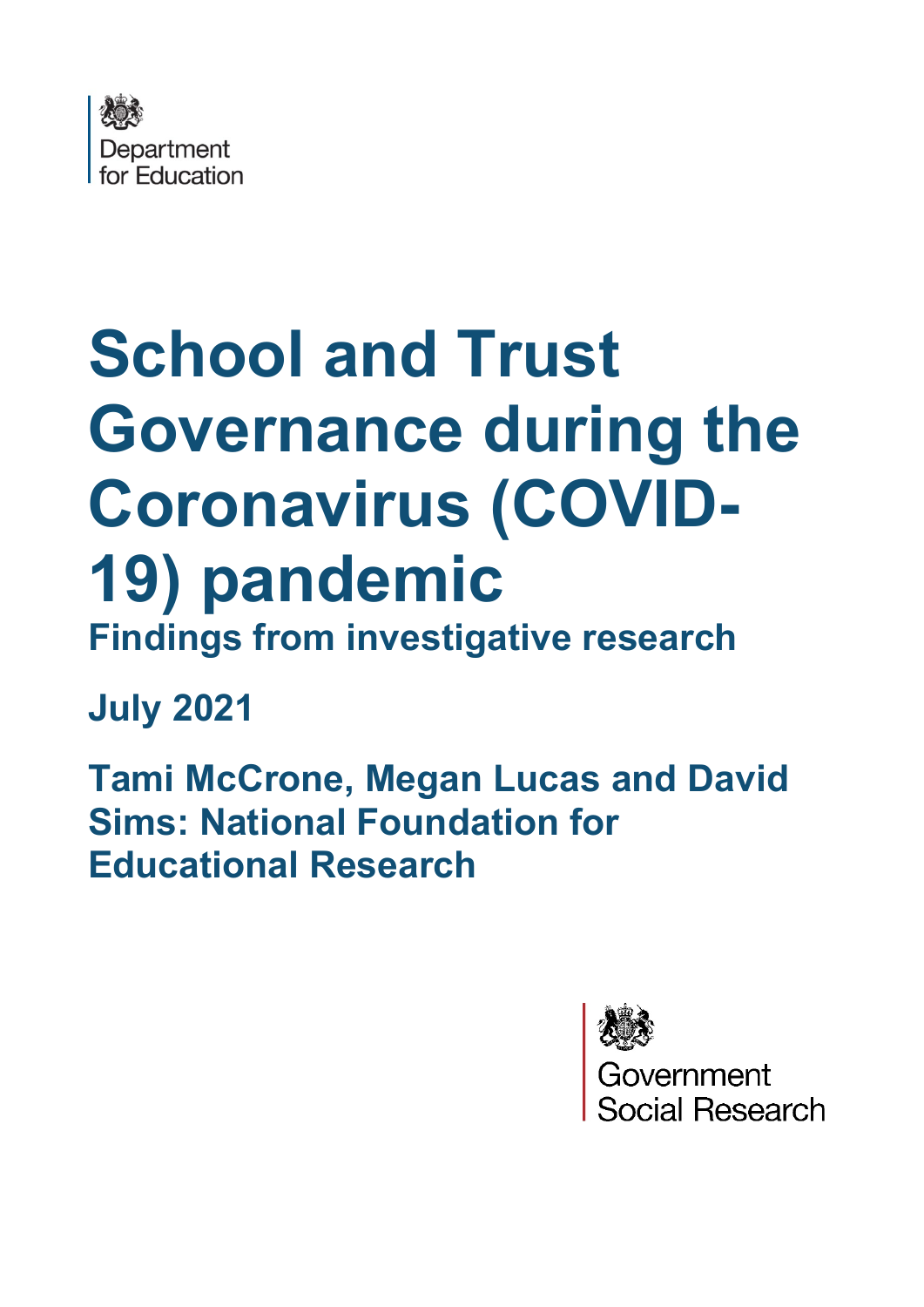Department for Education

# School and Trust Governance during the Coronavirus (COVID-19) pandemic

## Findings from investigative research

**July 2021**

**Tami McCrone, Megan Lucas and David Sims: National Foundation for Educational Research**

Government Social Research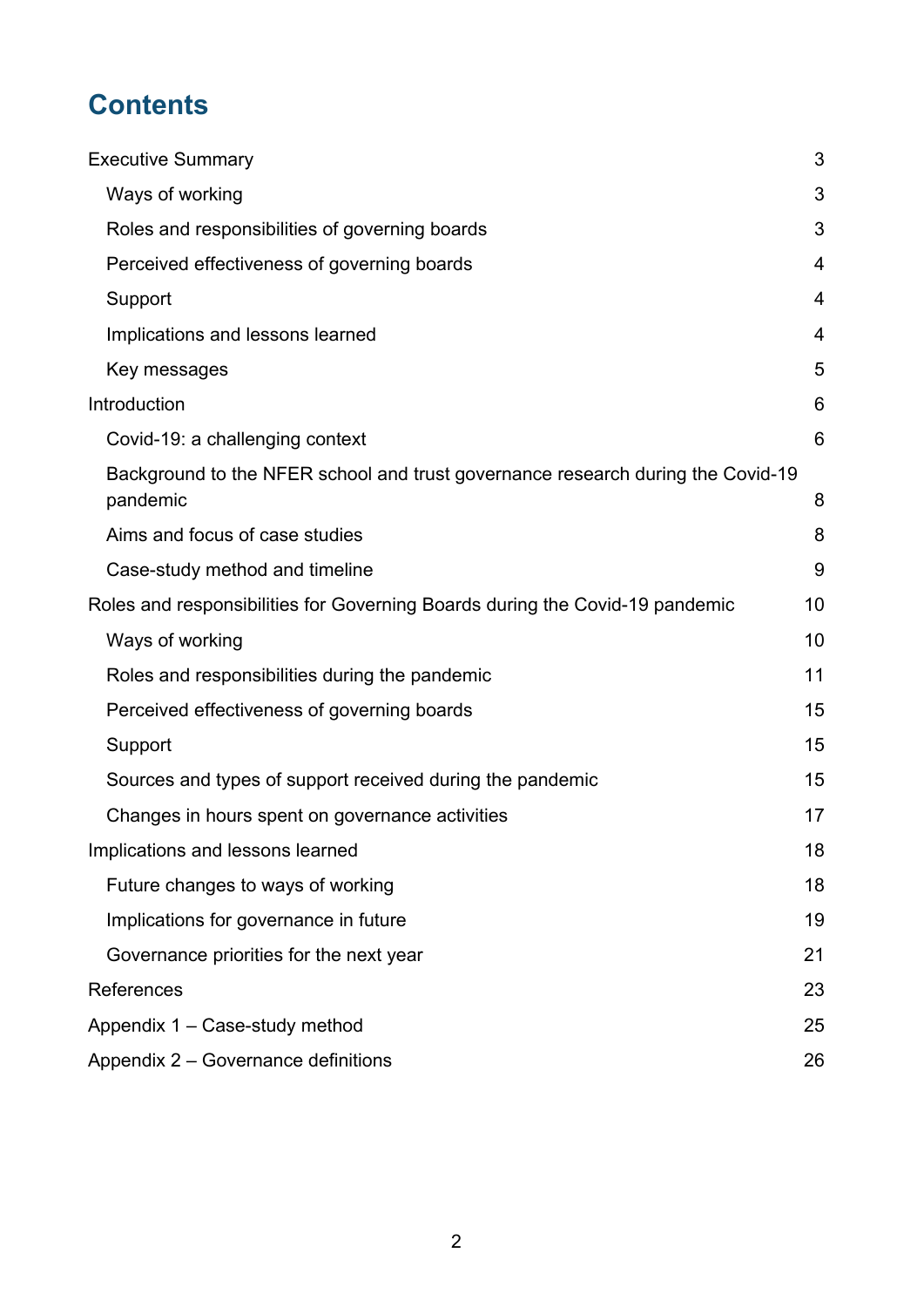# Contents

Executive Summary 3

- Ways of working 3
- Roles and responsibilities of governing boards 3
- Perceived effectiveness of governing boards 4
- Support 4
- Implications and lessons learned 4
- Key messages 5

Introduction 6

- Covid-19: a challenging context 6
- Background to the NFER school and trust governance research during the Covid-19 pandemic 8
- Aims and focus of case studies 8
- Case-study method and timeline 9

Roles and responsibilities for Governing Boards during the Covid-19 pandemic 10

- Ways of working 10
- Roles and responsibilities during the pandemic 11
- Perceived effectiveness of governing boards 15
- Support 15
- Sources and types of support received during the pandemic 15
- Changes in hours spent on governance activities 17

Implications and lessons learned 18

- Future changes to ways of working 18
- Implications for governance in future 19
- Governance priorities for the next year 21

References 23

Appendix 1 – Case-study method 25

Appendix 2 – Governance definitions 26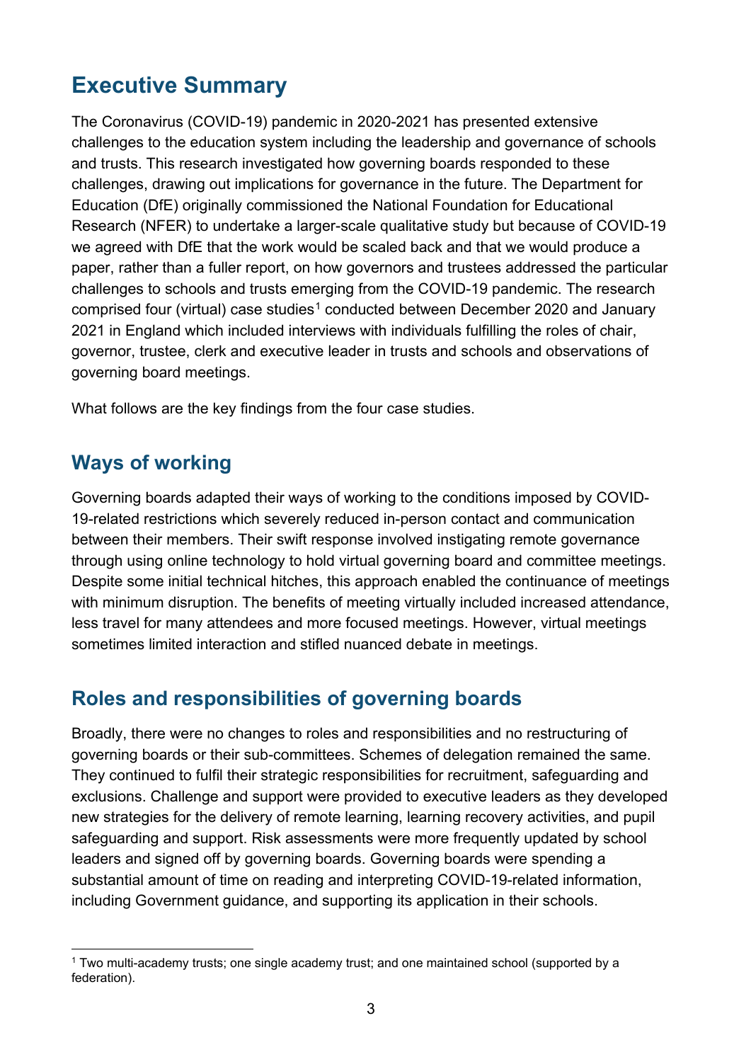# Executive Summary

The Coronavirus (COVID-19) pandemic in 2020-2021 has presented extensive challenges to the education system including the leadership and governance of schools and trusts. This research investigated how governing boards responded to these challenges, drawing out implications for governance in the future. The Department for Education (DfE) originally commissioned the National Foundation for Educational Research (NFER) to undertake a larger-scale qualitative study but because of COVID-19 we agreed with DfE that the work would be scaled back and that we would produce a paper, rather than a fuller report, on how governors and trustees addressed the particular challenges to schools and trusts emerging from the COVID-19 pandemic. The research comprised four (virtual) case studies[1] conducted between December 2020 and January 2021 in England which included interviews with individuals fulfilling the roles of chair, governor, trustee, clerk and executive leader in trusts and schools and observations of governing board meetings.

What follows are the key findings from the four case studies.

## Ways of working

Governing boards adapted their ways of working to the conditions imposed by COVID-19-related restrictions which severely reduced in-person contact and communication between their members. Their swift response involved instigating remote governance through using online technology to hold virtual governing board and committee meetings. Despite some initial technical hitches, this approach enabled the continuance of meetings with minimum disruption. The benefits of meeting virtually included increased attendance, less travel for many attendees and more focused meetings. However, virtual meetings sometimes limited interaction and stifled nuanced debate in meetings.

## Roles and responsibilities of governing boards

Broadly, there were no changes to roles and responsibilities and no restructuring of governing boards or their sub-committees. Schemes of delegation remained the same. They continued to fulfil their strategic responsibilities for recruitment, safeguarding and exclusions. Challenge and support were provided to executive leaders as they developed new strategies for the delivery of remote learning, learning recovery activities, and pupil safeguarding and support. Risk assessments were more frequently updated by school leaders and signed off by governing boards. Governing boards were spending a substantial amount of time on reading and interpreting COVID-19-related information, including Government guidance, and supporting its application in their schools.

[1] Two multi-academy trusts; one single academy trust; and one maintained school (supported by a federation).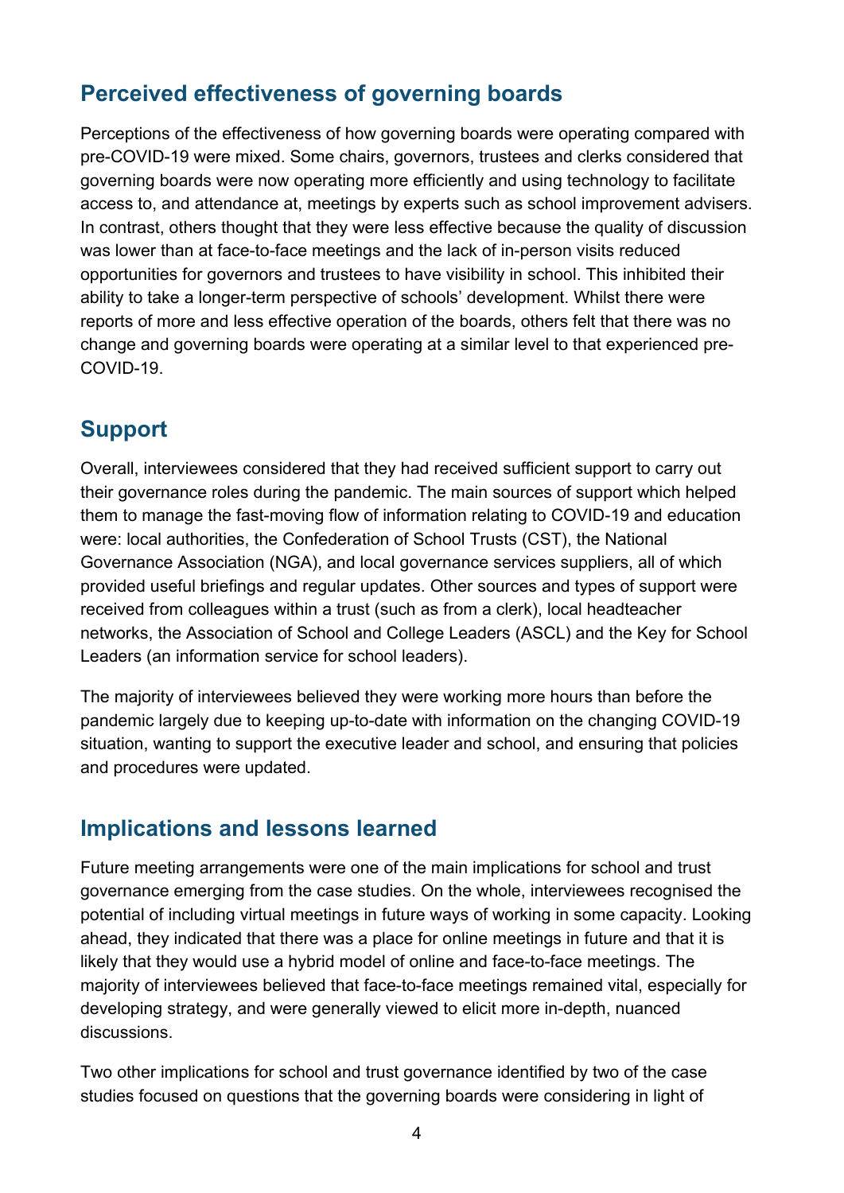## Perceived effectiveness of governing boards

Perceptions of the effectiveness of how governing boards were operating compared with pre-COVID-19 were mixed. Some chairs, governors, trustees and clerks considered that governing boards were now operating more efficiently and using technology to facilitate access to, and attendance at, meetings by experts such as school improvement advisers. In contrast, others thought that they were less effective because the quality of discussion was lower than at face-to-face meetings and the lack of in-person visits reduced opportunities for governors and trustees to have visibility in school. This inhibited their ability to take a longer-term perspective of schools' development. Whilst there were reports of more and less effective operation of the boards, others felt that there was no change and governing boards were operating at a similar level to that experienced pre-COVID-19.

## Support

Overall, interviewees considered that they had received sufficient support to carry out their governance roles during the pandemic. The main sources of support which helped them to manage the fast-moving flow of information relating to COVID-19 and education were: local authorities, the Confederation of School Trusts (CST), the National Governance Association (NGA), and local governance services suppliers, all of which provided useful briefings and regular updates. Other sources and types of support were received from colleagues within a trust (such as from a clerk), local headteacher networks, the Association of School and College Leaders (ASCL) and the Key for School Leaders (an information service for school leaders).

The majority of interviewees believed they were working more hours than before the pandemic largely due to keeping up-to-date with information on the changing COVID-19 situation, wanting to support the executive leader and school, and ensuring that policies and procedures were updated.

## Implications and lessons learned

Future meeting arrangements were one of the main implications for school and trust governance emerging from the case studies. On the whole, interviewees recognised the potential of including virtual meetings in future ways of working in some capacity. Looking ahead, they indicated that there was a place for online meetings in future and that it is likely that they would use a hybrid model of online and face-to-face meetings. The majority of interviewees believed that face-to-face meetings remained vital, especially for developing strategy, and were generally viewed to elicit more in-depth, nuanced discussions.

Two other implications for school and trust governance identified by two of the case studies focused on questions that the governing boards were considering in light of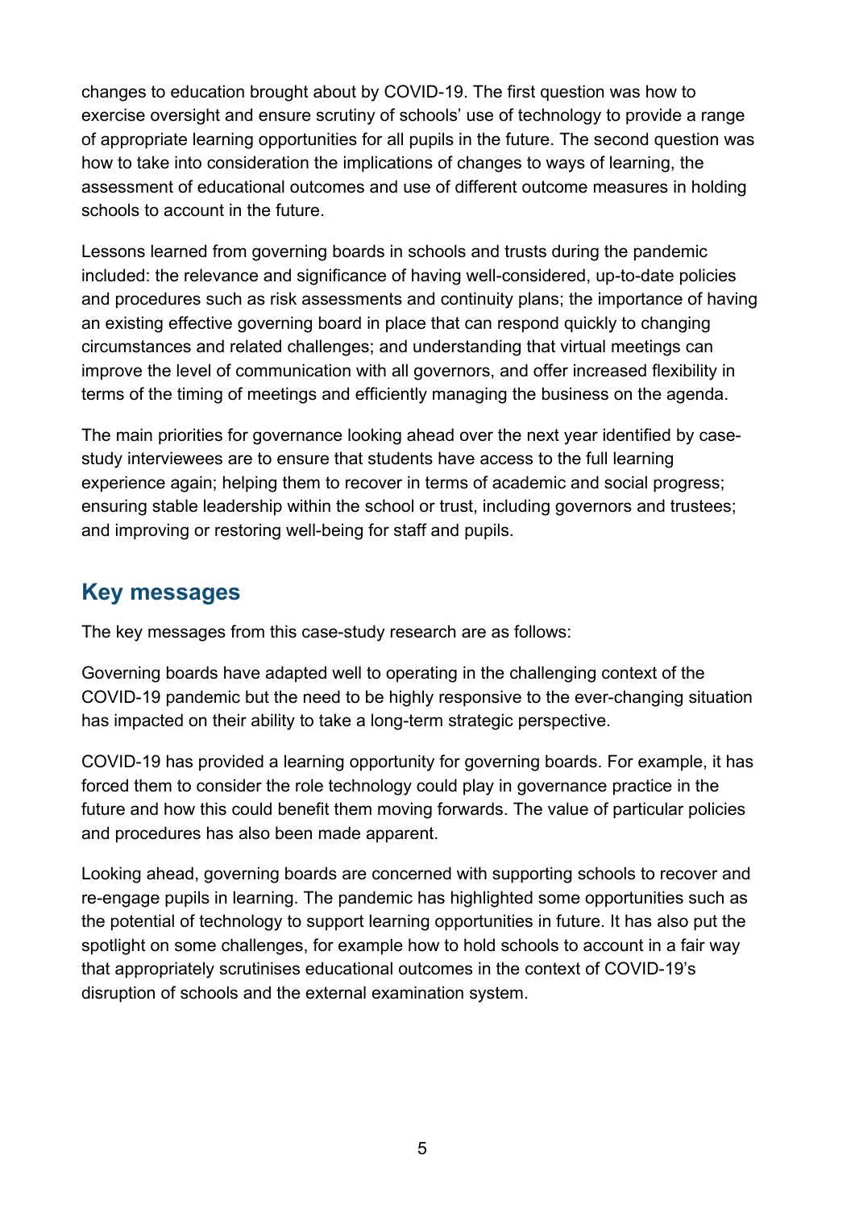changes to education brought about by COVID-19. The first question was how to exercise oversight and ensure scrutiny of schools' use of technology to provide a range of appropriate learning opportunities for all pupils in the future. The second question was how to take into consideration the implications of changes to ways of learning, the assessment of educational outcomes and use of different outcome measures in holding schools to account in the future.

Lessons learned from governing boards in schools and trusts during the pandemic included: the relevance and significance of having well-considered, up-to-date policies and procedures such as risk assessments and continuity plans; the importance of having an existing effective governing board in place that can respond quickly to changing circumstances and related challenges; and understanding that virtual meetings can improve the level of communication with all governors, and offer increased flexibility in terms of the timing of meetings and efficiently managing the business on the agenda.

The main priorities for governance looking ahead over the next year identified by case-study interviewees are to ensure that students have access to the full learning experience again; helping them to recover in terms of academic and social progress; ensuring stable leadership within the school or trust, including governors and trustees; and improving or restoring well-being for staff and pupils.

## Key messages

The key messages from this case-study research are as follows:

Governing boards have adapted well to operating in the challenging context of the COVID-19 pandemic but the need to be highly responsive to the ever-changing situation has impacted on their ability to take a long-term strategic perspective.

COVID-19 has provided a learning opportunity for governing boards. For example, it has forced them to consider the role technology could play in governance practice in the future and how this could benefit them moving forwards. The value of particular policies and procedures has also been made apparent.

Looking ahead, governing boards are concerned with supporting schools to recover and re-engage pupils in learning. The pandemic has highlighted some opportunities such as the potential of technology to support learning opportunities in future. It has also put the spotlight on some challenges, for example how to hold schools to account in a fair way that appropriately scrutinises educational outcomes in the context of COVID-19's disruption of schools and the external examination system.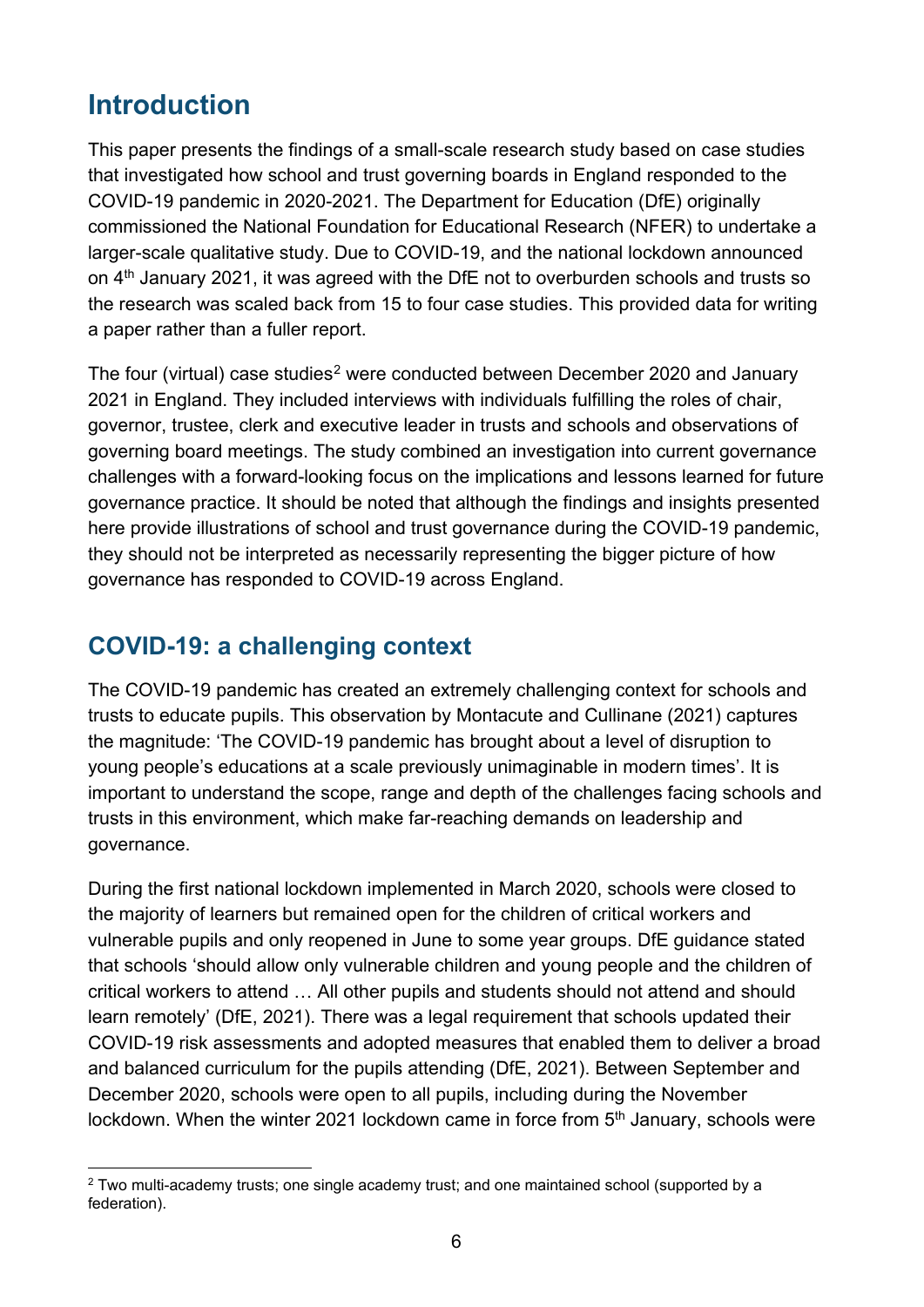# Introduction

This paper presents the findings of a small-scale research study based on case studies that investigated how school and trust governing boards in England responded to the COVID-19 pandemic in 2020-2021. The Department for Education (DfE) originally commissioned the National Foundation for Educational Research (NFER) to undertake a larger-scale qualitative study. Due to COVID-19, and the national lockdown announced on 4th January 2021, it was agreed with the DfE not to overburden schools and trusts so the research was scaled back from 15 to four case studies. This provided data for writing a paper rather than a fuller report.

The four (virtual) case studies[2] were conducted between December 2020 and January 2021 in England. They included interviews with individuals fulfilling the roles of chair, governor, trustee, clerk and executive leader in trusts and schools and observations of governing board meetings. The study combined an investigation into current governance challenges with a forward-looking focus on the implications and lessons learned for future governance practice. It should be noted that although the findings and insights presented here provide illustrations of school and trust governance during the COVID-19 pandemic, they should not be interpreted as necessarily representing the bigger picture of how governance has responded to COVID-19 across England.

## COVID-19: a challenging context

The COVID-19 pandemic has created an extremely challenging context for schools and trusts to educate pupils. This observation by Montacute and Cullinane (2021) captures the magnitude: 'The COVID-19 pandemic has brought about a level of disruption to young people's educations at a scale previously unimaginable in modern times'. It is important to understand the scope, range and depth of the challenges facing schools and trusts in this environment, which make far-reaching demands on leadership and governance.

During the first national lockdown implemented in March 2020, schools were closed to the majority of learners but remained open for the children of critical workers and vulnerable pupils and only reopened in June to some year groups. DfE guidance stated that schools 'should allow only vulnerable children and young people and the children of critical workers to attend … All other pupils and students should not attend and should learn remotely' (DfE, 2021). There was a legal requirement that schools updated their COVID-19 risk assessments and adopted measures that enabled them to deliver a broad and balanced curriculum for the pupils attending (DfE, 2021). Between September and December 2020, schools were open to all pupils, including during the November lockdown. When the winter 2021 lockdown came in force from 5th January, schools were

[2] Two multi-academy trusts; one single academy trust; and one maintained school (supported by a federation).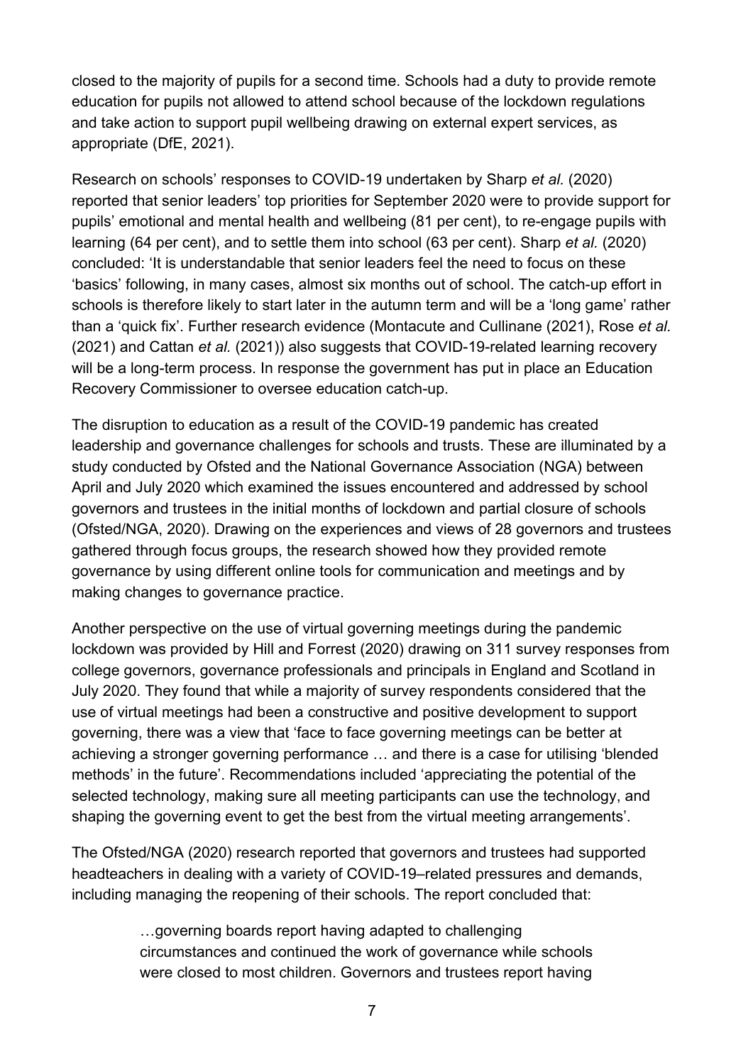closed to the majority of pupils for a second time. Schools had a duty to provide remote education for pupils not allowed to attend school because of the lockdown regulations and take action to support pupil wellbeing drawing on external expert services, as appropriate (DfE, 2021).

Research on schools' responses to COVID-19 undertaken by Sharp *et al.* (2020) reported that senior leaders' top priorities for September 2020 were to provide support for pupils' emotional and mental health and wellbeing (81 per cent), to re-engage pupils with learning (64 per cent), and to settle them into school (63 per cent). Sharp *et al.* (2020) concluded: 'It is understandable that senior leaders feel the need to focus on these 'basics' following, in many cases, almost six months out of school. The catch-up effort in schools is therefore likely to start later in the autumn term and will be a 'long game' rather than a 'quick fix'. Further research evidence (Montacute and Cullinane (2021), Rose *et al.* (2021) and Cattan *et al.* (2021)) also suggests that COVID-19-related learning recovery will be a long-term process. In response the government has put in place an Education Recovery Commissioner to oversee education catch-up.

The disruption to education as a result of the COVID-19 pandemic has created leadership and governance challenges for schools and trusts. These are illuminated by a study conducted by Ofsted and the National Governance Association (NGA) between April and July 2020 which examined the issues encountered and addressed by school governors and trustees in the initial months of lockdown and partial closure of schools (Ofsted/NGA, 2020). Drawing on the experiences and views of 28 governors and trustees gathered through focus groups, the research showed how they provided remote governance by using different online tools for communication and meetings and by making changes to governance practice.

Another perspective on the use of virtual governing meetings during the pandemic lockdown was provided by Hill and Forrest (2020) drawing on 311 survey responses from college governors, governance professionals and principals in England and Scotland in July 2020. They found that while a majority of survey respondents considered that the use of virtual meetings had been a constructive and positive development to support governing, there was a view that 'face to face governing meetings can be better at achieving a stronger governing performance … and there is a case for utilising 'blended methods' in the future'. Recommendations included 'appreciating the potential of the selected technology, making sure all meeting participants can use the technology, and shaping the governing event to get the best from the virtual meeting arrangements'.

The Ofsted/NGA (2020) research reported that governors and trustees had supported headteachers in dealing with a variety of COVID-19–related pressures and demands, including managing the reopening of their schools. The report concluded that:

> …governing boards report having adapted to challenging circumstances and continued the work of governance while schools were closed to most children. Governors and trustees report having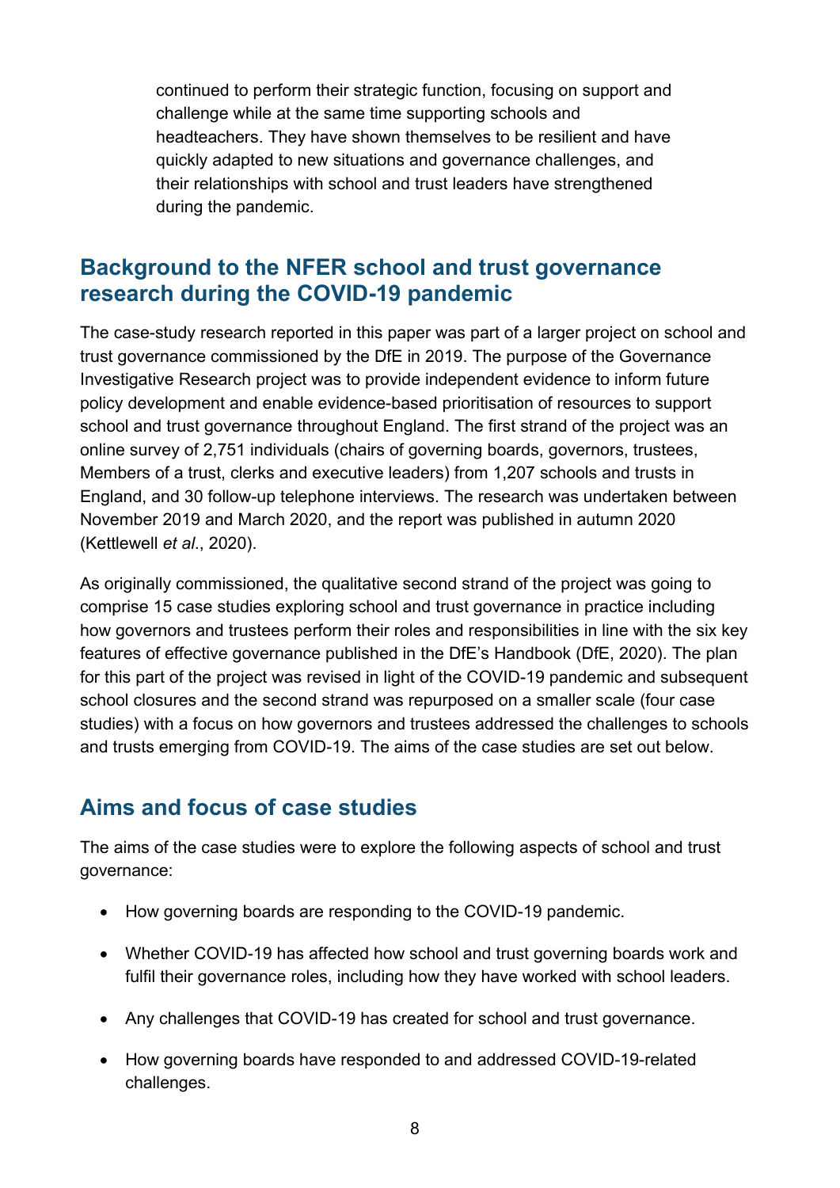continued to perform their strategic function, focusing on support and challenge while at the same time supporting schools and headteachers. They have shown themselves to be resilient and have quickly adapted to new situations and governance challenges, and their relationships with school and trust leaders have strengthened during the pandemic.

## Background to the NFER school and trust governance research during the COVID-19 pandemic

The case-study research reported in this paper was part of a larger project on school and trust governance commissioned by the DfE in 2019. The purpose of the Governance Investigative Research project was to provide independent evidence to inform future policy development and enable evidence-based prioritisation of resources to support school and trust governance throughout England. The first strand of the project was an online survey of 2,751 individuals (chairs of governing boards, governors, trustees, Members of a trust, clerks and executive leaders) from 1,207 schools and trusts in England, and 30 follow-up telephone interviews. The research was undertaken between November 2019 and March 2020, and the report was published in autumn 2020 (Kettlewell *et al*., 2020).

As originally commissioned, the qualitative second strand of the project was going to comprise 15 case studies exploring school and trust governance in practice including how governors and trustees perform their roles and responsibilities in line with the six key features of effective governance published in the DfE's Handbook (DfE, 2020). The plan for this part of the project was revised in light of the COVID-19 pandemic and subsequent school closures and the second strand was repurposed on a smaller scale (four case studies) with a focus on how governors and trustees addressed the challenges to schools and trusts emerging from COVID-19. The aims of the case studies are set out below.

## Aims and focus of case studies

The aims of the case studies were to explore the following aspects of school and trust governance:

- How governing boards are responding to the COVID-19 pandemic.
- Whether COVID-19 has affected how school and trust governing boards work and fulfil their governance roles, including how they have worked with school leaders.
- Any challenges that COVID-19 has created for school and trust governance.
- How governing boards have responded to and addressed COVID-19-related challenges.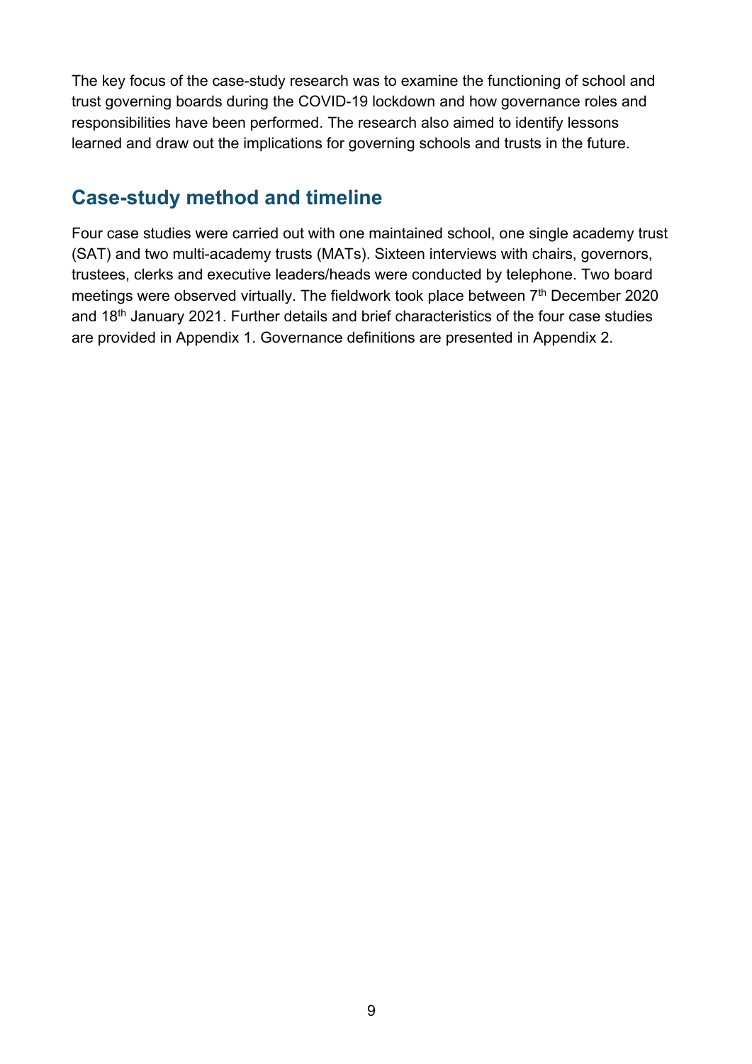The key focus of the case-study research was to examine the functioning of school and trust governing boards during the COVID-19 lockdown and how governance roles and responsibilities have been performed. The research also aimed to identify lessons learned and draw out the implications for governing schools and trusts in the future.

## Case-study method and timeline

Four case studies were carried out with one maintained school, one single academy trust (SAT) and two multi-academy trusts (MATs). Sixteen interviews with chairs, governors, trustees, clerks and executive leaders/heads were conducted by telephone. Two board meetings were observed virtually. The fieldwork took place between 7th December 2020 and 18th January 2021. Further details and brief characteristics of the four case studies are provided in Appendix 1. Governance definitions are presented in Appendix 2.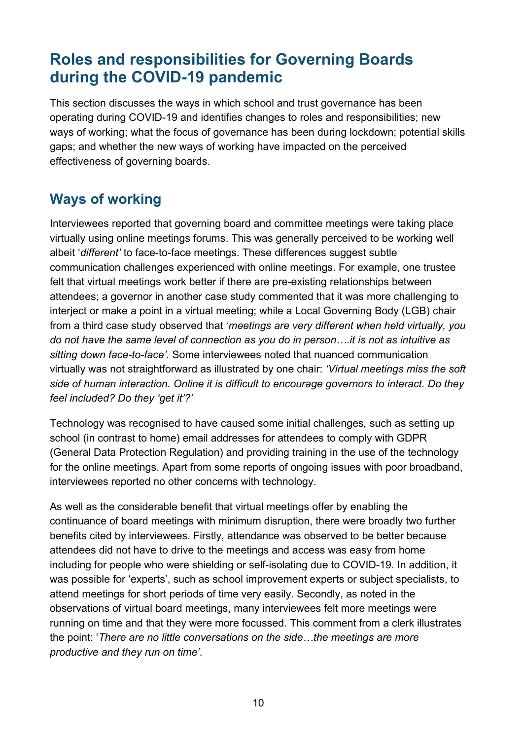## Roles and responsibilities for Governing Boards during the COVID-19 pandemic

This section discusses the ways in which school and trust governance has been operating during COVID-19 and identifies changes to roles and responsibilities; new ways of working; what the focus of governance has been during lockdown; potential skills gaps; and whether the new ways of working have impacted on the perceived effectiveness of governing boards.

### Ways of working

Interviewees reported that governing board and committee meetings were taking place virtually using online meetings forums. This was generally perceived to be working well albeit '*different'* to face-to-face meetings. These differences suggest subtle communication challenges experienced with online meetings. For example, one trustee felt that virtual meetings work better if there are pre-existing relationships between attendees; a governor in another case study commented that it was more challenging to interject or make a point in a virtual meeting; while a Local Governing Body (LGB) chair from a third case study observed that '*meetings are very different when held virtually, you do not have the same level of connection as you do in person….it is not as intuitive as sitting down face-to-face'.* Some interviewees noted that nuanced communication virtually was not straightforward as illustrated by one chair: *'Virtual meetings miss the soft side of human interaction. Online it is difficult to encourage governors to interact. Do they feel included? Do they 'get it'?'*

Technology was recognised to have caused some initial challenges, such as setting up school (in contrast to home) email addresses for attendees to comply with GDPR (General Data Protection Regulation) and providing training in the use of the technology for the online meetings. Apart from some reports of ongoing issues with poor broadband, interviewees reported no other concerns with technology.

As well as the considerable benefit that virtual meetings offer by enabling the continuance of board meetings with minimum disruption, there were broadly two further benefits cited by interviewees. Firstly, attendance was observed to be better because attendees did not have to drive to the meetings and access was easy from home including for people who were shielding or self-isolating due to COVID-19. In addition, it was possible for 'experts', such as school improvement experts or subject specialists, to attend meetings for short periods of time very easily. Secondly, as noted in the observations of virtual board meetings, many interviewees felt more meetings were running on time and that they were more focussed. This comment from a clerk illustrates the point: '*There are no little conversations on the side…the meetings are more productive and they run on time'.*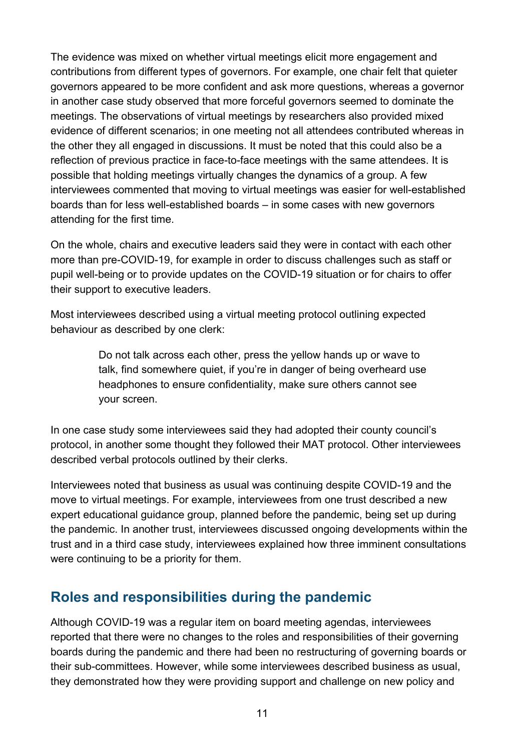The evidence was mixed on whether virtual meetings elicit more engagement and contributions from different types of governors. For example, one chair felt that quieter governors appeared to be more confident and ask more questions, whereas a governor in another case study observed that more forceful governors seemed to dominate the meetings. The observations of virtual meetings by researchers also provided mixed evidence of different scenarios; in one meeting not all attendees contributed whereas in the other they all engaged in discussions. It must be noted that this could also be a reflection of previous practice in face-to-face meetings with the same attendees. It is possible that holding meetings virtually changes the dynamics of a group. A few interviewees commented that moving to virtual meetings was easier for well-established boards than for less well-established boards – in some cases with new governors attending for the first time.

On the whole, chairs and executive leaders said they were in contact with each other more than pre-COVID-19, for example in order to discuss challenges such as staff or pupil well-being or to provide updates on the COVID-19 situation or for chairs to offer their support to executive leaders.

Most interviewees described using a virtual meeting protocol outlining expected behaviour as described by one clerk:

> Do not talk across each other, press the yellow hands up or wave to talk, find somewhere quiet, if you're in danger of being overheard use headphones to ensure confidentiality, make sure others cannot see your screen.

In one case study some interviewees said they had adopted their county council's protocol, in another some thought they followed their MAT protocol. Other interviewees described verbal protocols outlined by their clerks.

Interviewees noted that business as usual was continuing despite COVID-19 and the move to virtual meetings. For example, interviewees from one trust described a new expert educational guidance group, planned before the pandemic, being set up during the pandemic. In another trust, interviewees discussed ongoing developments within the trust and in a third case study, interviewees explained how three imminent consultations were continuing to be a priority for them.

## Roles and responsibilities during the pandemic

Although COVID-19 was a regular item on board meeting agendas, interviewees reported that there were no changes to the roles and responsibilities of their governing boards during the pandemic and there had been no restructuring of governing boards or their sub-committees. However, while some interviewees described business as usual, they demonstrated how they were providing support and challenge on new policy and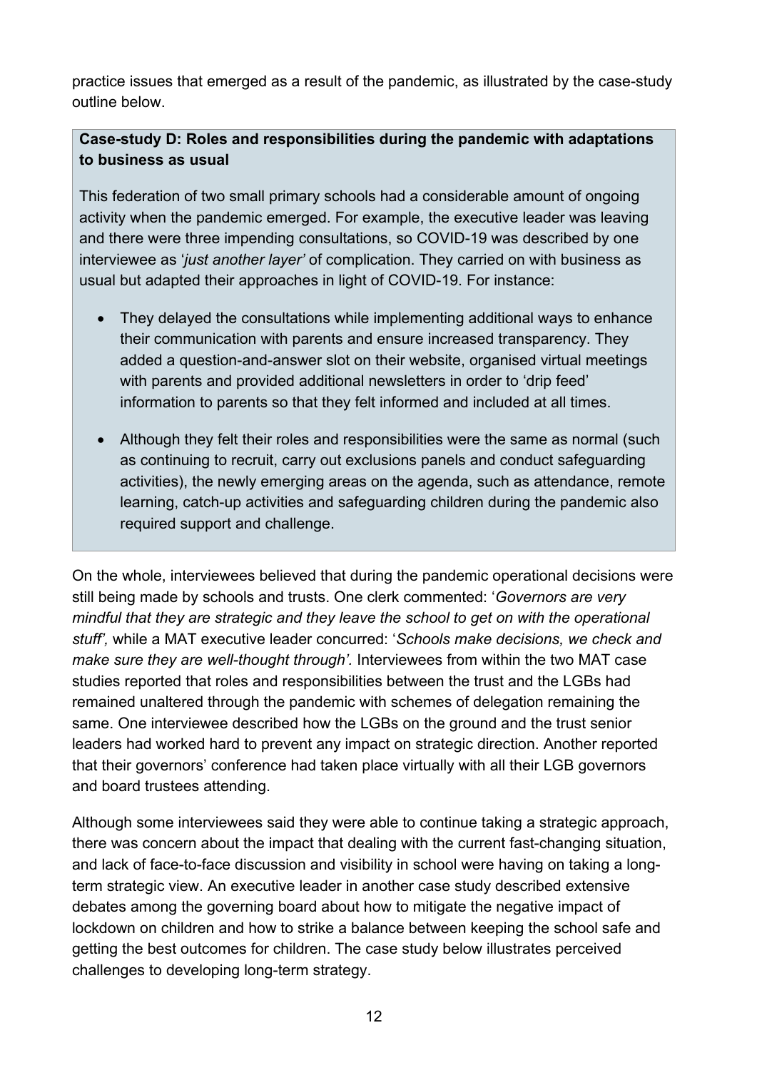practice issues that emerged as a result of the pandemic, as illustrated by the case-study outline below.

**Case-study D: Roles and responsibilities during the pandemic with adaptations to business as usual**

This federation of two small primary schools had a considerable amount of ongoing activity when the pandemic emerged. For example, the executive leader was leaving and there were three impending consultations, so COVID-19 was described by one interviewee as '*just another layer*' of complication. They carried on with business as usual but adapted their approaches in light of COVID-19. For instance:

- They delayed the consultations while implementing additional ways to enhance their communication with parents and ensure increased transparency. They added a question-and-answer slot on their website, organised virtual meetings with parents and provided additional newsletters in order to 'drip feed' information to parents so that they felt informed and included at all times.
- Although they felt their roles and responsibilities were the same as normal (such as continuing to recruit, carry out exclusions panels and conduct safeguarding activities), the newly emerging areas on the agenda, such as attendance, remote learning, catch-up activities and safeguarding children during the pandemic also required support and challenge.

On the whole, interviewees believed that during the pandemic operational decisions were still being made by schools and trusts. One clerk commented: '*Governors are very mindful that they are strategic and they leave the school to get on with the operational stuff',* while a MAT executive leader concurred: '*Schools make decisions, we check and make sure they are well-thought through'.* Interviewees from within the two MAT case studies reported that roles and responsibilities between the trust and the LGBs had remained unaltered through the pandemic with schemes of delegation remaining the same. One interviewee described how the LGBs on the ground and the trust senior leaders had worked hard to prevent any impact on strategic direction. Another reported that their governors' conference had taken place virtually with all their LGB governors and board trustees attending.

Although some interviewees said they were able to continue taking a strategic approach, there was concern about the impact that dealing with the current fast-changing situation, and lack of face-to-face discussion and visibility in school were having on taking a long-term strategic view. An executive leader in another case study described extensive debates among the governing board about how to mitigate the negative impact of lockdown on children and how to strike a balance between keeping the school safe and getting the best outcomes for children. The case study below illustrates perceived challenges to developing long-term strategy.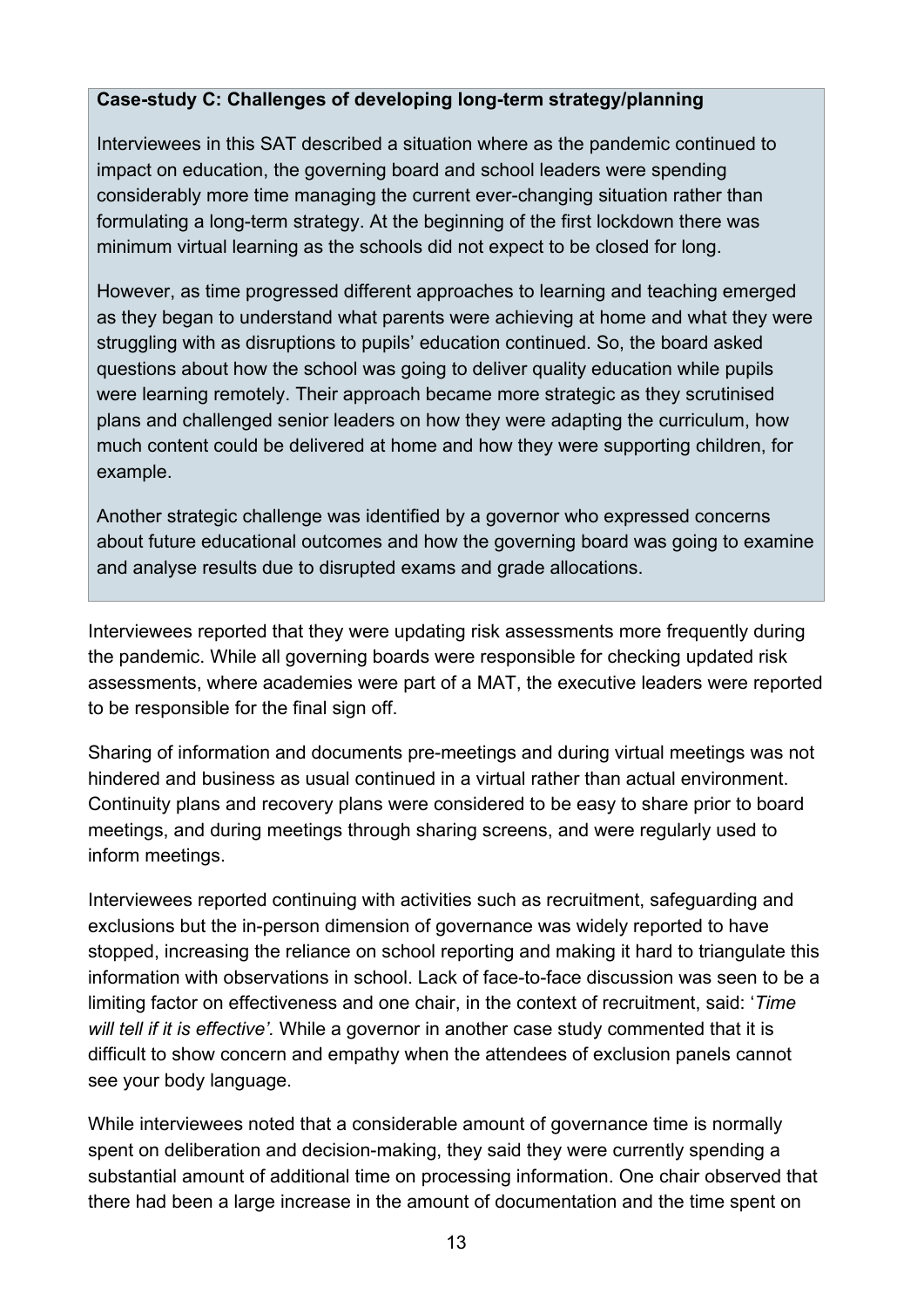**Case-study C: Challenges of developing long-term strategy/planning**

Interviewees in this SAT described a situation where as the pandemic continued to impact on education, the governing board and school leaders were spending considerably more time managing the current ever-changing situation rather than formulating a long-term strategy. At the beginning of the first lockdown there was minimum virtual learning as the schools did not expect to be closed for long.

However, as time progressed different approaches to learning and teaching emerged as they began to understand what parents were achieving at home and what they were struggling with as disruptions to pupils' education continued. So, the board asked questions about how the school was going to deliver quality education while pupils were learning remotely. Their approach became more strategic as they scrutinised plans and challenged senior leaders on how they were adapting the curriculum, how much content could be delivered at home and how they were supporting children, for example.

Another strategic challenge was identified by a governor who expressed concerns about future educational outcomes and how the governing board was going to examine and analyse results due to disrupted exams and grade allocations.

Interviewees reported that they were updating risk assessments more frequently during the pandemic. While all governing boards were responsible for checking updated risk assessments, where academies were part of a MAT, the executive leaders were reported to be responsible for the final sign off.

Sharing of information and documents pre-meetings and during virtual meetings was not hindered and business as usual continued in a virtual rather than actual environment. Continuity plans and recovery plans were considered to be easy to share prior to board meetings, and during meetings through sharing screens, and were regularly used to inform meetings.

Interviewees reported continuing with activities such as recruitment, safeguarding and exclusions but the in-person dimension of governance was widely reported to have stopped, increasing the reliance on school reporting and making it hard to triangulate this information with observations in school. Lack of face-to-face discussion was seen to be a limiting factor on effectiveness and one chair, in the context of recruitment, said: '*Time will tell if it is effective'.* While a governor in another case study commented that it is difficult to show concern and empathy when the attendees of exclusion panels cannot see your body language.

While interviewees noted that a considerable amount of governance time is normally spent on deliberation and decision-making, they said they were currently spending a substantial amount of additional time on processing information. One chair observed that there had been a large increase in the amount of documentation and the time spent on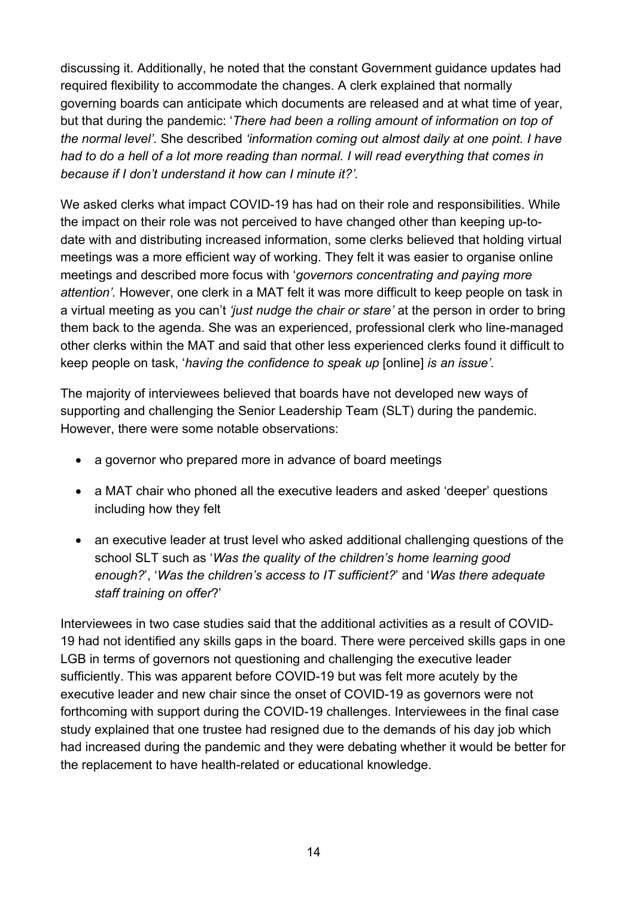discussing it. Additionally, he noted that the constant Government guidance updates had required flexibility to accommodate the changes. A clerk explained that normally governing boards can anticipate which documents are released and at what time of year, but that during the pandemic: '*There had been a rolling amount of information on top of the normal level'*. She described *'information coming out almost daily at one point. I have had to do a hell of a lot more reading than normal. I will read everything that comes in because if I don't understand it how can I minute it?'.*

We asked clerks what impact COVID-19 has had on their role and responsibilities. While the impact on their role was not perceived to have changed other than keeping up-to-date with and distributing increased information, some clerks believed that holding virtual meetings was a more efficient way of working. They felt it was easier to organise online meetings and described more focus with '*governors concentrating and paying more attention'.* However, one clerk in a MAT felt it was more difficult to keep people on task in a virtual meeting as you can't *'just nudge the chair or stare'* at the person in order to bring them back to the agenda. She was an experienced, professional clerk who line-managed other clerks within the MAT and said that other less experienced clerks found it difficult to keep people on task, '*having the confidence to speak up* [online] *is an issue'.*

The majority of interviewees believed that boards have not developed new ways of supporting and challenging the Senior Leadership Team (SLT) during the pandemic. However, there were some notable observations:

- a governor who prepared more in advance of board meetings
- a MAT chair who phoned all the executive leaders and asked 'deeper' questions including how they felt
- an executive leader at trust level who asked additional challenging questions of the school SLT such as '*Was the quality of the children's home learning good enough?*', '*Was the children's access to IT sufficient?*' and '*Was there adequate staff training on offer*?'

Interviewees in two case studies said that the additional activities as a result of COVID-19 had not identified any skills gaps in the board. There were perceived skills gaps in one LGB in terms of governors not questioning and challenging the executive leader sufficiently. This was apparent before COVID-19 but was felt more acutely by the executive leader and new chair since the onset of COVID-19 as governors were not forthcoming with support during the COVID-19 challenges. Interviewees in the final case study explained that one trustee had resigned due to the demands of his day job which had increased during the pandemic and they were debating whether it would be better for the replacement to have health-related or educational knowledge.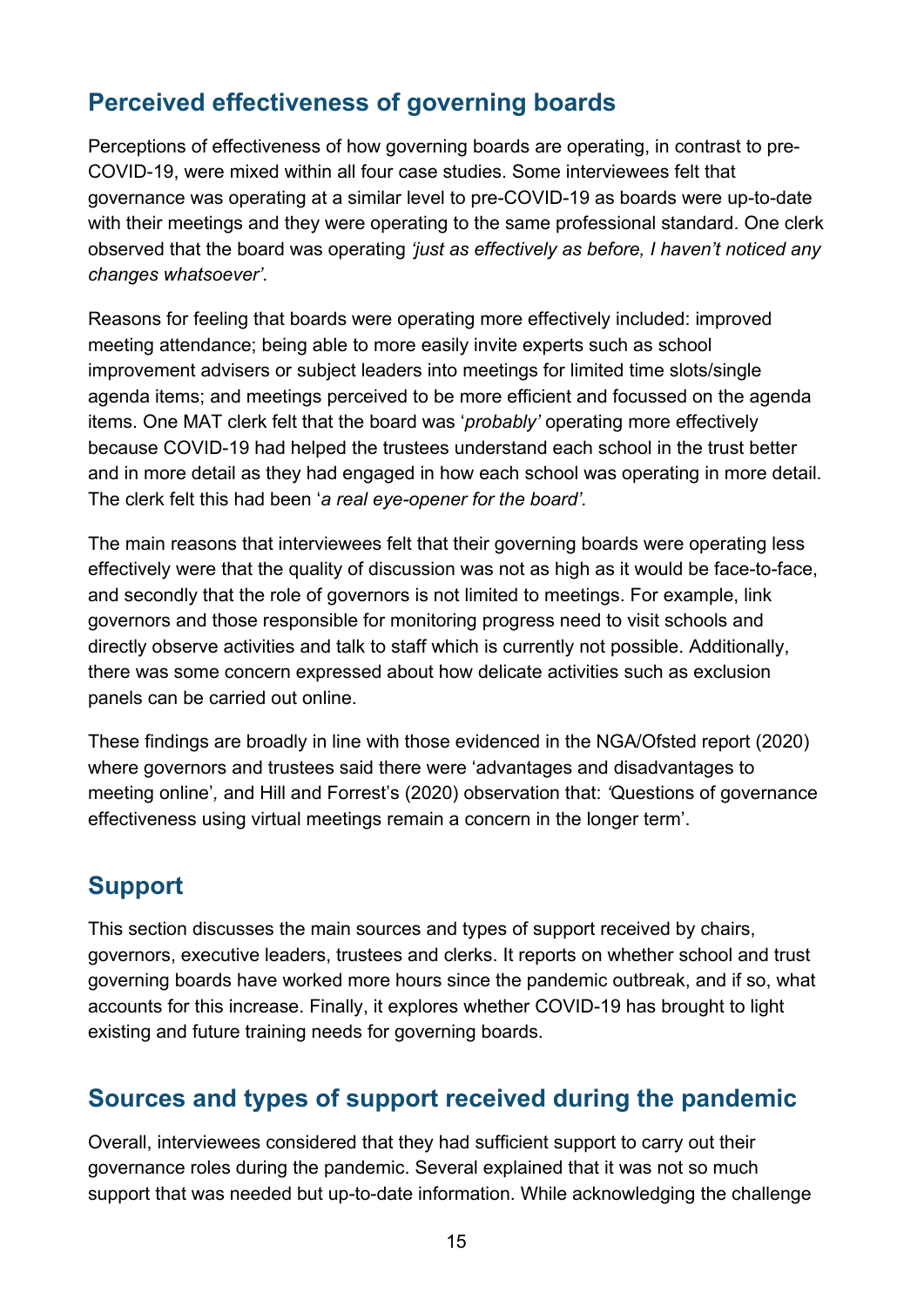## Perceived effectiveness of governing boards

Perceptions of effectiveness of how governing boards are operating, in contrast to pre-COVID-19, were mixed within all four case studies. Some interviewees felt that governance was operating at a similar level to pre-COVID-19 as boards were up-to-date with their meetings and they were operating to the same professional standard. One clerk observed that the board was operating *'just as effectively as before, I haven't noticed any changes whatsoever'.*

Reasons for feeling that boards were operating more effectively included: improved meeting attendance; being able to more easily invite experts such as school improvement advisers or subject leaders into meetings for limited time slots/single agenda items; and meetings perceived to be more efficient and focussed on the agenda items. One MAT clerk felt that the board was '*probably'* operating more effectively because COVID-19 had helped the trustees understand each school in the trust better and in more detail as they had engaged in how each school was operating in more detail. The clerk felt this had been '*a real eye-opener for the board'.*

The main reasons that interviewees felt that their governing boards were operating less effectively were that the quality of discussion was not as high as it would be face-to-face, and secondly that the role of governors is not limited to meetings. For example, link governors and those responsible for monitoring progress need to visit schools and directly observe activities and talk to staff which is currently not possible. Additionally, there was some concern expressed about how delicate activities such as exclusion panels can be carried out online.

These findings are broadly in line with those evidenced in the NGA/Ofsted report (2020) where governors and trustees said there were 'advantages and disadvantages to meeting online', and Hill and Forrest's (2020) observation that: 'Questions of governance effectiveness using virtual meetings remain a concern in the longer term'.

## Support

This section discusses the main sources and types of support received by chairs, governors, executive leaders, trustees and clerks. It reports on whether school and trust governing boards have worked more hours since the pandemic outbreak, and if so, what accounts for this increase. Finally, it explores whether COVID-19 has brought to light existing and future training needs for governing boards.

## Sources and types of support received during the pandemic

Overall, interviewees considered that they had sufficient support to carry out their governance roles during the pandemic. Several explained that it was not so much support that was needed but up-to-date information. While acknowledging the challenge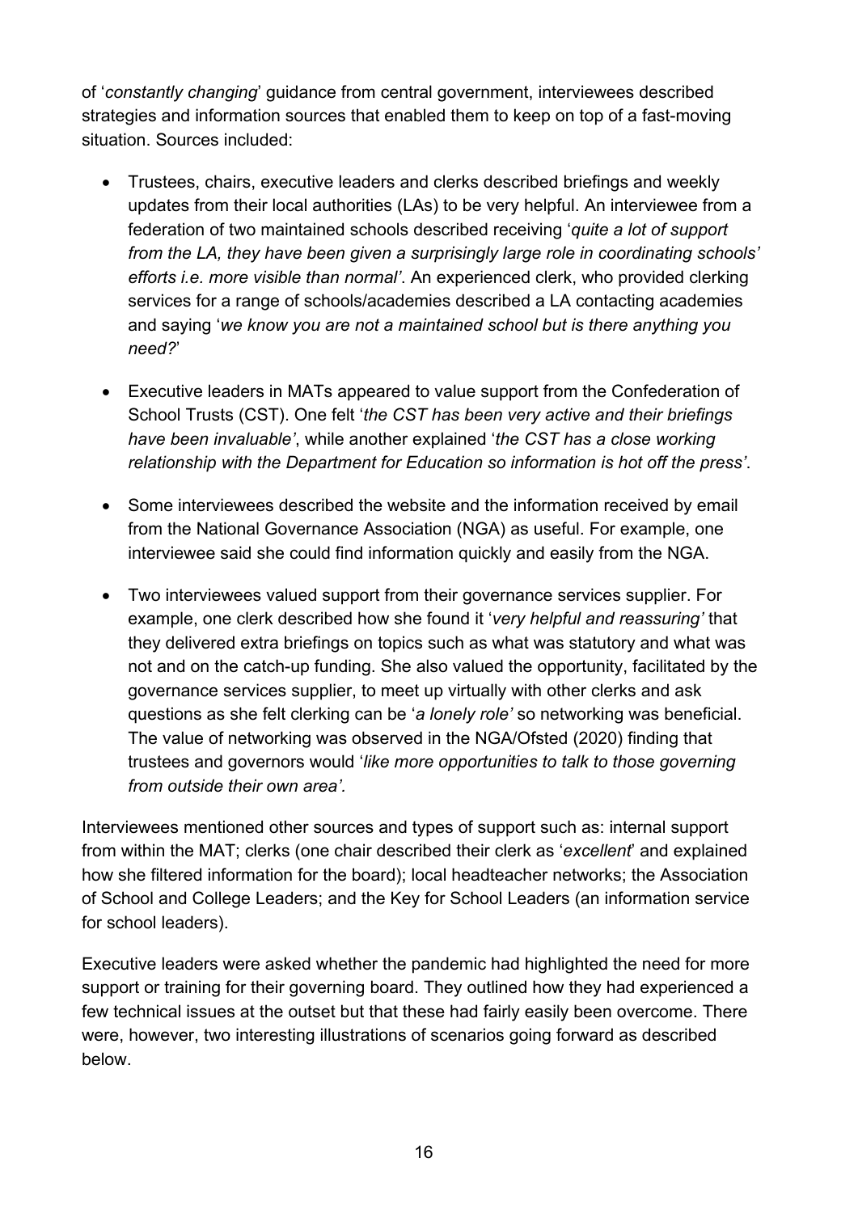of '*constantly changing*' guidance from central government, interviewees described strategies and information sources that enabled them to keep on top of a fast-moving situation. Sources included:

- Trustees, chairs, executive leaders and clerks described briefings and weekly updates from their local authorities (LAs) to be very helpful. An interviewee from a federation of two maintained schools described receiving '*quite a lot of support from the LA, they have been given a surprisingly large role in coordinating schools' efforts i.e. more visible than normal'*. An experienced clerk, who provided clerking services for a range of schools/academies described a LA contacting academies and saying '*we know you are not a maintained school but is there anything you need?*'

- Executive leaders in MATs appeared to value support from the Confederation of School Trusts (CST). One felt '*the CST has been very active and their briefings have been invaluable'*, while another explained '*the CST has a close working relationship with the Department for Education so information is hot off the press'*.

- Some interviewees described the website and the information received by email from the National Governance Association (NGA) as useful. For example, one interviewee said she could find information quickly and easily from the NGA.

- Two interviewees valued support from their governance services supplier. For example, one clerk described how she found it '*very helpful and reassuring'* that they delivered extra briefings on topics such as what was statutory and what was not and on the catch-up funding. She also valued the opportunity, facilitated by the governance services supplier, to meet up virtually with other clerks and ask questions as she felt clerking can be '*a lonely role'* so networking was beneficial. The value of networking was observed in the NGA/Ofsted (2020) finding that trustees and governors would '*like more opportunities to talk to those governing from outside their own area'.*

Interviewees mentioned other sources and types of support such as: internal support from within the MAT; clerks (one chair described their clerk as '*excellent*' and explained how she filtered information for the board); local headteacher networks; the Association of School and College Leaders; and the Key for School Leaders (an information service for school leaders).

Executive leaders were asked whether the pandemic had highlighted the need for more support or training for their governing board. They outlined how they had experienced a few technical issues at the outset but that these had fairly easily been overcome. There were, however, two interesting illustrations of scenarios going forward as described below.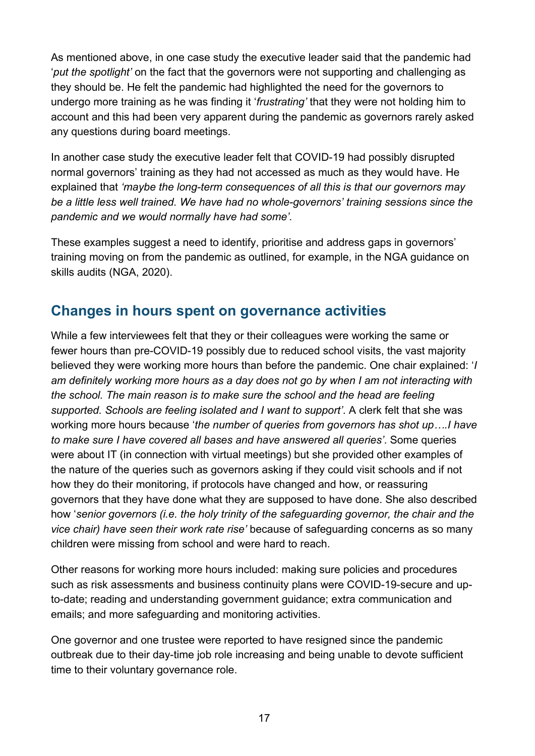As mentioned above, in one case study the executive leader said that the pandemic had '*put the spotlight'* on the fact that the governors were not supporting and challenging as they should be. He felt the pandemic had highlighted the need for the governors to undergo more training as he was finding it '*frustrating'* that they were not holding him to account and this had been very apparent during the pandemic as governors rarely asked any questions during board meetings.

In another case study the executive leader felt that COVID-19 had possibly disrupted normal governors' training as they had not accessed as much as they would have. He explained that *'maybe the long-term consequences of all this is that our governors may be a little less well trained. We have had no whole-governors' training sessions since the pandemic and we would normally have had some'*.

These examples suggest a need to identify, prioritise and address gaps in governors' training moving on from the pandemic as outlined, for example, in the NGA guidance on skills audits (NGA, 2020).

## Changes in hours spent on governance activities

While a few interviewees felt that they or their colleagues were working the same or fewer hours than pre-COVID-19 possibly due to reduced school visits, the vast majority believed they were working more hours than before the pandemic. One chair explained: '*I am definitely working more hours as a day does not go by when I am not interacting with the school. The main reason is to make sure the school and the head are feeling supported. Schools are feeling isolated and I want to support'*. A clerk felt that she was working more hours because '*the number of queries from governors has shot up….I have to make sure I have covered all bases and have answered all queries'*. Some queries were about IT (in connection with virtual meetings) but she provided other examples of the nature of the queries such as governors asking if they could visit schools and if not how they do their monitoring, if protocols have changed and how, or reassuring governors that they have done what they are supposed to have done. She also described how '*senior governors (i.e. the holy trinity of the safeguarding governor, the chair and the vice chair) have seen their work rate rise'* because of safeguarding concerns as so many children were missing from school and were hard to reach.

Other reasons for working more hours included: making sure policies and procedures such as risk assessments and business continuity plans were COVID-19-secure and up-to-date; reading and understanding government guidance; extra communication and emails; and more safeguarding and monitoring activities.

One governor and one trustee were reported to have resigned since the pandemic outbreak due to their day-time job role increasing and being unable to devote sufficient time to their voluntary governance role.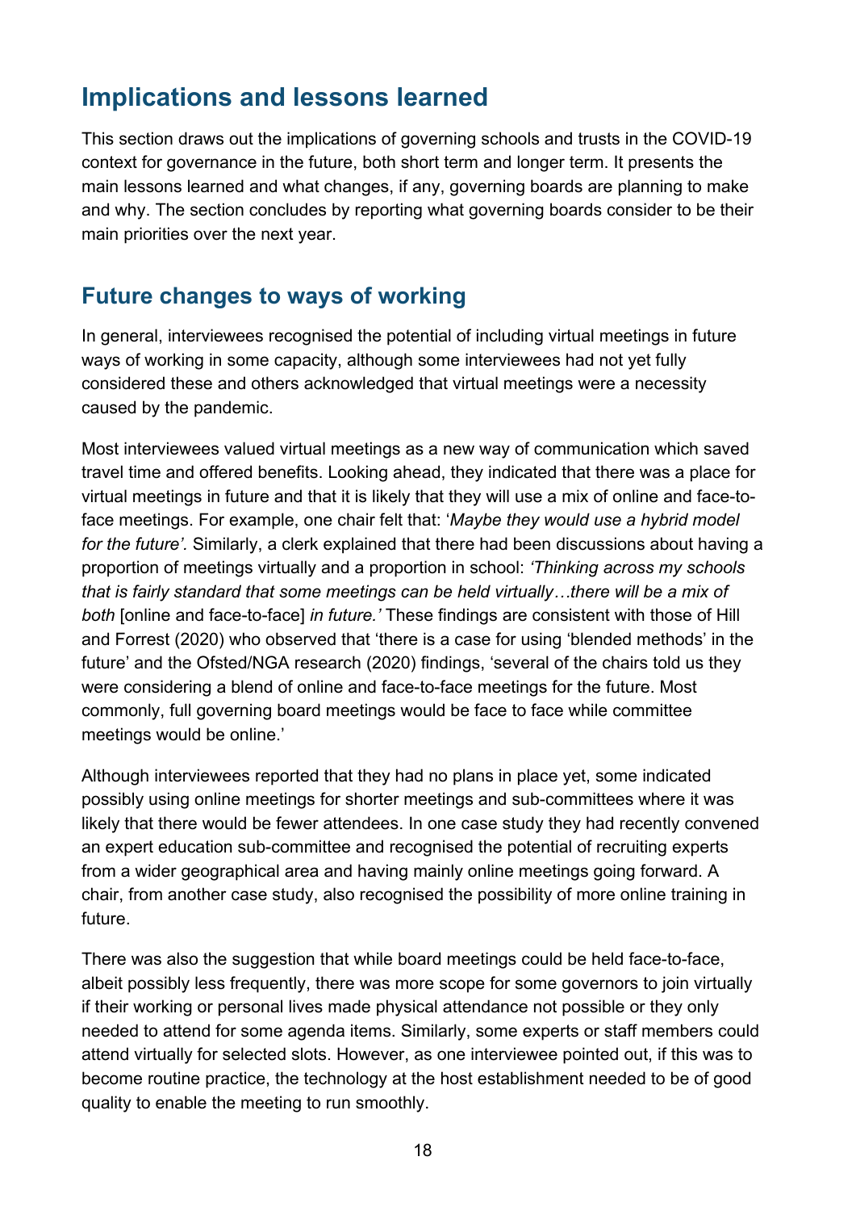## Implications and lessons learned

This section draws out the implications of governing schools and trusts in the COVID-19 context for governance in the future, both short term and longer term. It presents the main lessons learned and what changes, if any, governing boards are planning to make and why. The section concludes by reporting what governing boards consider to be their main priorities over the next year.

## Future changes to ways of working

In general, interviewees recognised the potential of including virtual meetings in future ways of working in some capacity, although some interviewees had not yet fully considered these and others acknowledged that virtual meetings were a necessity caused by the pandemic.

Most interviewees valued virtual meetings as a new way of communication which saved travel time and offered benefits. Looking ahead, they indicated that there was a place for virtual meetings in future and that it is likely that they will use a mix of online and face-to-face meetings. For example, one chair felt that: '*Maybe they would use a hybrid model for the future'.* Similarly, a clerk explained that there had been discussions about having a proportion of meetings virtually and a proportion in school: *'Thinking across my schools that is fairly standard that some meetings can be held virtually…there will be a mix of both* [online and face-to-face] *in future.'* These findings are consistent with those of Hill and Forrest (2020) who observed that 'there is a case for using 'blended methods' in the future' and the Ofsted/NGA research (2020) findings, 'several of the chairs told us they were considering a blend of online and face-to-face meetings for the future. Most commonly, full governing board meetings would be face to face while committee meetings would be online.'

Although interviewees reported that they had no plans in place yet, some indicated possibly using online meetings for shorter meetings and sub-committees where it was likely that there would be fewer attendees. In one case study they had recently convened an expert education sub-committee and recognised the potential of recruiting experts from a wider geographical area and having mainly online meetings going forward. A chair, from another case study, also recognised the possibility of more online training in future.

There was also the suggestion that while board meetings could be held face-to-face, albeit possibly less frequently, there was more scope for some governors to join virtually if their working or personal lives made physical attendance not possible or they only needed to attend for some agenda items. Similarly, some experts or staff members could attend virtually for selected slots. However, as one interviewee pointed out, if this was to become routine practice, the technology at the host establishment needed to be of good quality to enable the meeting to run smoothly.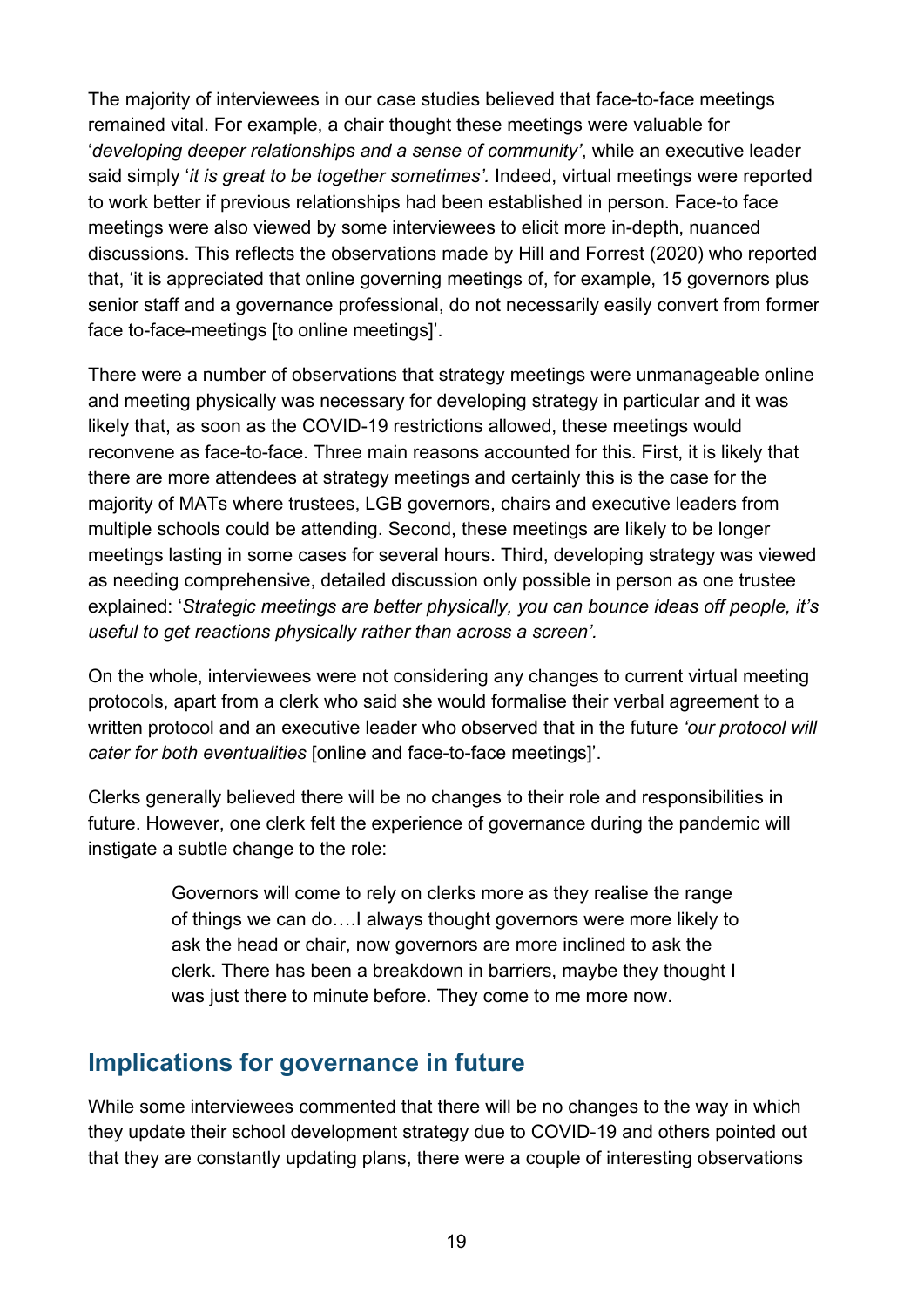The majority of interviewees in our case studies believed that face-to-face meetings remained vital. For example, a chair thought these meetings were valuable for '*developing deeper relationships and a sense of community'*, while an executive leader said simply '*it is great to be together sometimes'.* Indeed, virtual meetings were reported to work better if previous relationships had been established in person. Face-to face meetings were also viewed by some interviewees to elicit more in-depth, nuanced discussions. This reflects the observations made by Hill and Forrest (2020) who reported that, 'it is appreciated that online governing meetings of, for example, 15 governors plus senior staff and a governance professional, do not necessarily easily convert from former face to-face-meetings [to online meetings]'.

There were a number of observations that strategy meetings were unmanageable online and meeting physically was necessary for developing strategy in particular and it was likely that, as soon as the COVID-19 restrictions allowed, these meetings would reconvene as face-to-face. Three main reasons accounted for this. First, it is likely that there are more attendees at strategy meetings and certainly this is the case for the majority of MATs where trustees, LGB governors, chairs and executive leaders from multiple schools could be attending. Second, these meetings are likely to be longer meetings lasting in some cases for several hours. Third, developing strategy was viewed as needing comprehensive, detailed discussion only possible in person as one trustee explained: '*Strategic meetings are better physically, you can bounce ideas off people, it's useful to get reactions physically rather than across a screen'.*

On the whole, interviewees were not considering any changes to current virtual meeting protocols, apart from a clerk who said she would formalise their verbal agreement to a written protocol and an executive leader who observed that in the future *'our protocol will cater for both eventualities* [online and face-to-face meetings]'.

Clerks generally believed there will be no changes to their role and responsibilities in future. However, one clerk felt the experience of governance during the pandemic will instigate a subtle change to the role:

> Governors will come to rely on clerks more as they realise the range of things we can do….I always thought governors were more likely to ask the head or chair, now governors are more inclined to ask the clerk. There has been a breakdown in barriers, maybe they thought I was just there to minute before. They come to me more now.

## Implications for governance in future

While some interviewees commented that there will be no changes to the way in which they update their school development strategy due to COVID-19 and others pointed out that they are constantly updating plans, there were a couple of interesting observations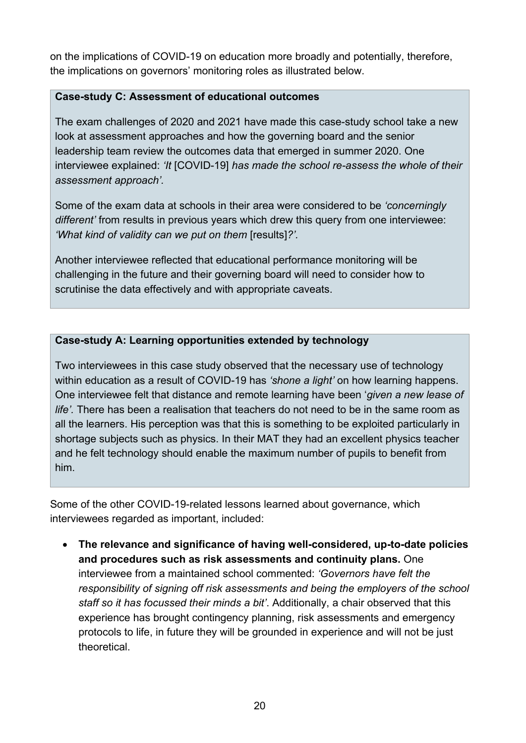on the implications of COVID-19 on education more broadly and potentially, therefore, the implications on governors' monitoring roles as illustrated below.

> **Case-study C: Assessment of educational outcomes**
>
> The exam challenges of 2020 and 2021 have made this case-study school take a new look at assessment approaches and how the governing board and the senior leadership team review the outcomes data that emerged in summer 2020. One interviewee explained: *'It* [COVID-19] *has made the school re-assess the whole of their assessment approach'.*
>
> Some of the exam data at schools in their area were considered to be *'concerningly different'* from results in previous years which drew this query from one interviewee: *'What kind of validity can we put on them* [results]*?'.*
>
> Another interviewee reflected that educational performance monitoring will be challenging in the future and their governing board will need to consider how to scrutinise the data effectively and with appropriate caveats.

> **Case-study A: Learning opportunities extended by technology**
>
> Two interviewees in this case study observed that the necessary use of technology within education as a result of COVID-19 has *'shone a light'* on how learning happens. One interviewee felt that distance and remote learning have been '*given a new lease of life'.* There has been a realisation that teachers do not need to be in the same room as all the learners. His perception was that this is something to be exploited particularly in shortage subjects such as physics. In their MAT they had an excellent physics teacher and he felt technology should enable the maximum number of pupils to benefit from him.

Some of the other COVID-19-related lessons learned about governance, which interviewees regarded as important, included:

- **The relevance and significance of having well-considered, up-to-date policies and procedures such as risk assessments and continuity plans.** One interviewee from a maintained school commented: *'Governors have felt the responsibility of signing off risk assessments and being the employers of the school staff so it has focussed their minds a bit'*. Additionally, a chair observed that this experience has brought contingency planning, risk assessments and emergency protocols to life, in future they will be grounded in experience and will not be just theoretical.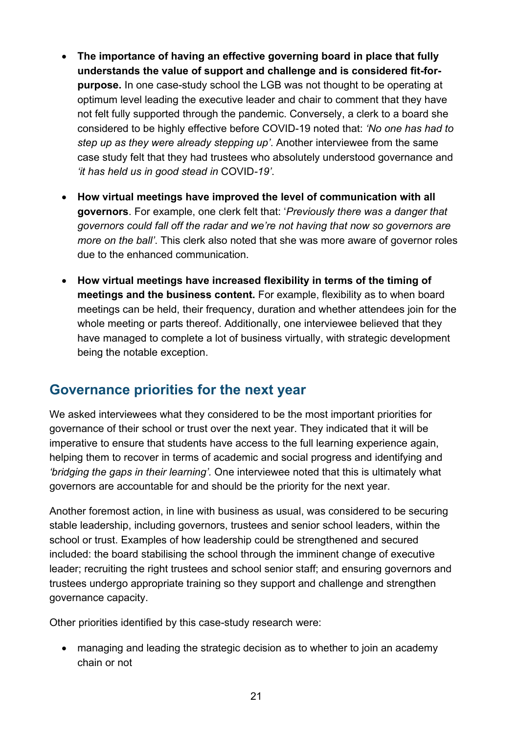- **The importance of having an effective governing board in place that fully understands the value of support and challenge and is considered fit-for-purpose.** In one case-study school the LGB was not thought to be operating at optimum level leading the executive leader and chair to comment that they have not felt fully supported through the pandemic. Conversely, a clerk to a board she considered to be highly effective before COVID-19 noted that: *'No one has had to step up as they were already stepping up'*. Another interviewee from the same case study felt that they had trustees who absolutely understood governance and *'it has held us in good stead in* COVID-*19'*.

- **How virtual meetings have improved the level of communication with all governors**. For example, one clerk felt that: '*Previously there was a danger that governors could fall off the radar and we're not having that now so governors are more on the ball'*. This clerk also noted that she was more aware of governor roles due to the enhanced communication.

- **How virtual meetings have increased flexibility in terms of the timing of meetings and the business content.** For example, flexibility as to when board meetings can be held, their frequency, duration and whether attendees join for the whole meeting or parts thereof. Additionally, one interviewee believed that they have managed to complete a lot of business virtually, with strategic development being the notable exception.

## Governance priorities for the next year

We asked interviewees what they considered to be the most important priorities for governance of their school or trust over the next year. They indicated that it will be imperative to ensure that students have access to the full learning experience again, helping them to recover in terms of academic and social progress and identifying and *'bridging the gaps in their learning'.* One interviewee noted that this is ultimately what governors are accountable for and should be the priority for the next year.

Another foremost action, in line with business as usual, was considered to be securing stable leadership, including governors, trustees and senior school leaders, within the school or trust. Examples of how leadership could be strengthened and secured included: the board stabilising the school through the imminent change of executive leader; recruiting the right trustees and school senior staff; and ensuring governors and trustees undergo appropriate training so they support and challenge and strengthen governance capacity.

Other priorities identified by this case-study research were:

- managing and leading the strategic decision as to whether to join an academy chain or not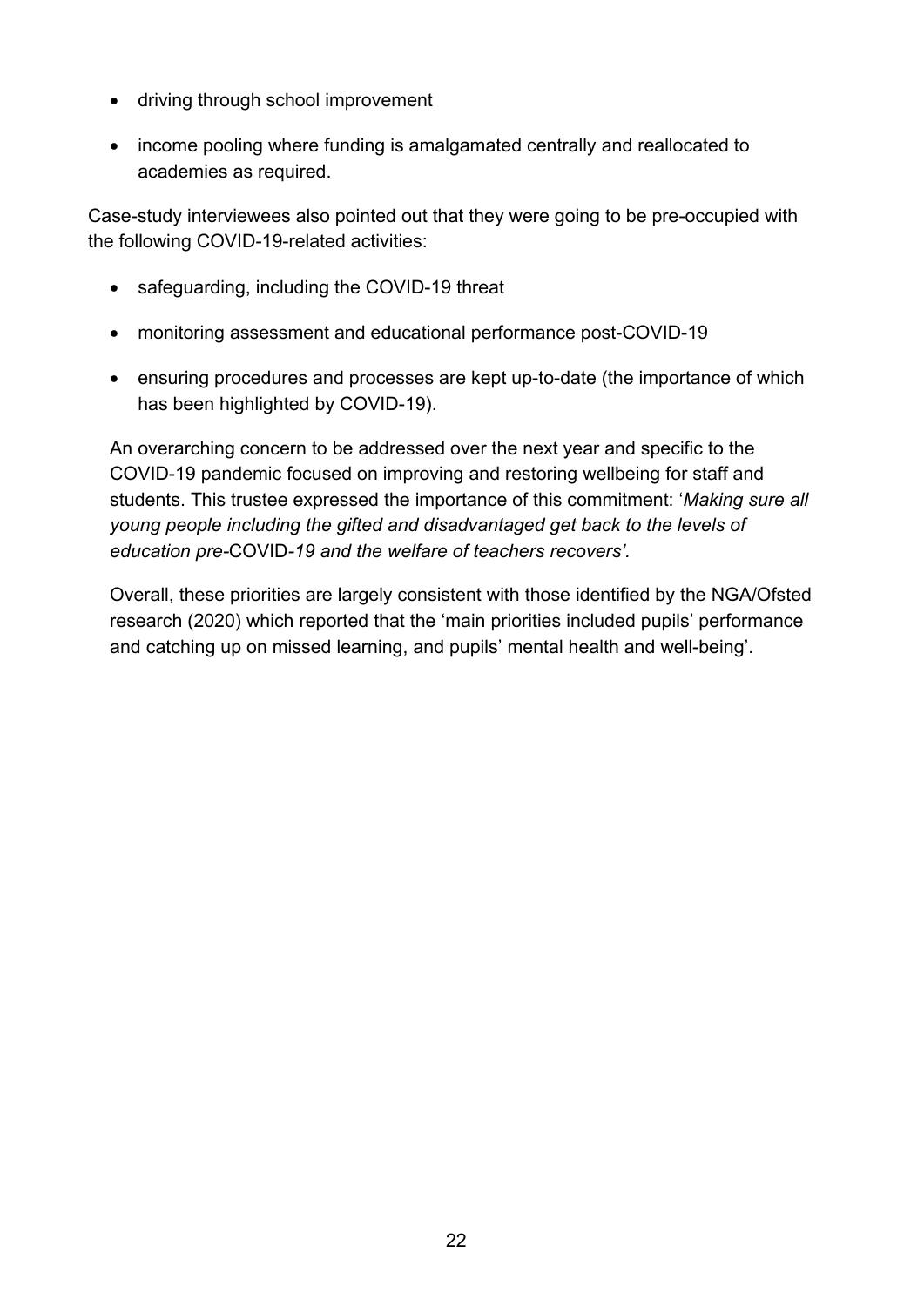- driving through school improvement
- income pooling where funding is amalgamated centrally and reallocated to academies as required.

Case-study interviewees also pointed out that they were going to be pre-occupied with the following COVID-19-related activities:

- safeguarding, including the COVID-19 threat
- monitoring assessment and educational performance post-COVID-19
- ensuring procedures and processes are kept up-to-date (the importance of which has been highlighted by COVID-19).

An overarching concern to be addressed over the next year and specific to the COVID-19 pandemic focused on improving and restoring wellbeing for staff and students. This trustee expressed the importance of this commitment: '*Making sure all young people including the gifted and disadvantaged get back to the levels of education pre-*COVID-*19 and the welfare of teachers recovers'.*

Overall, these priorities are largely consistent with those identified by the NGA/Ofsted research (2020) which reported that the 'main priorities included pupils' performance and catching up on missed learning, and pupils' mental health and well-being'.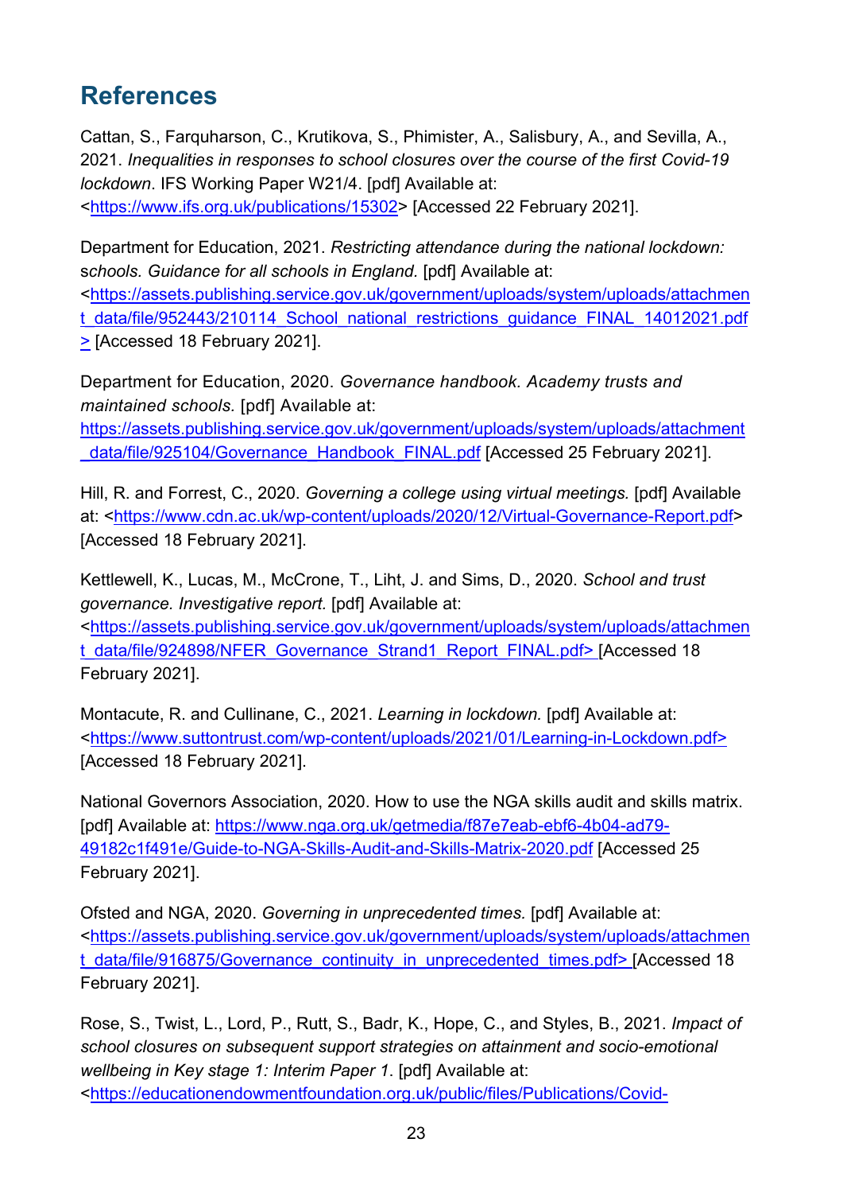## References

Cattan, S., Farquharson, C., Krutikova, S., Phimister, A., Salisbury, A., and Sevilla, A., 2021. *Inequalities in responses to school closures over the course of the first Covid-19 lockdown*. IFS Working Paper W21/4. [pdf] Available at: <https://www.ifs.org.uk/publications/15302> [Accessed 22 February 2021].

Department for Education, 2021. *Restricting attendance during the national lockdown: schools. Guidance for all schools in England.* [pdf] Available at: <https://assets.publishing.service.gov.uk/government/uploads/system/uploads/attachment_data/file/952443/210114_School_national_restrictions_guidance_FINAL_14012021.pdf> [Accessed 18 February 2021].

Department for Education, 2020. *Governance handbook. Academy trusts and maintained schools.* [pdf] Available at: https://assets.publishing.service.gov.uk/government/uploads/system/uploads/attachment_data/file/925104/Governance_Handbook_FINAL.pdf [Accessed 25 February 2021].

Hill, R. and Forrest, C., 2020. *Governing a college using virtual meetings.* [pdf] Available at: <https://www.cdn.ac.uk/wp-content/uploads/2020/12/Virtual-Governance-Report.pdf> [Accessed 18 February 2021].

Kettlewell, K., Lucas, M., McCrone, T., Liht, J. and Sims, D., 2020. *School and trust governance. Investigative report.* [pdf] Available at: <https://assets.publishing.service.gov.uk/government/uploads/system/uploads/attachment_data/file/924898/NFER_Governance_Strand1_Report_FINAL.pdf> [Accessed 18 February 2021].

Montacute, R. and Cullinane, C., 2021. *Learning in lockdown.* [pdf] Available at: <https://www.suttontrust.com/wp-content/uploads/2021/01/Learning-in-Lockdown.pdf> [Accessed 18 February 2021].

National Governors Association, 2020. How to use the NGA skills audit and skills matrix. [pdf] Available at: https://www.nga.org.uk/getmedia/f87e7eab-ebf6-4b04-ad79-49182c1f491e/Guide-to-NGA-Skills-Audit-and-Skills-Matrix-2020.pdf [Accessed 25 February 2021].

Ofsted and NGA, 2020. *Governing in unprecedented times.* [pdf] Available at: <https://assets.publishing.service.gov.uk/government/uploads/system/uploads/attachment_data/file/916875/Governance_continuity_in_unprecedented_times.pdf> [Accessed 18 February 2021].

Rose, S., Twist, L., Lord, P., Rutt, S., Badr, K., Hope, C., and Styles, B., 2021. *Impact of school closures on subsequent support strategies on attainment and socio-emotional wellbeing in Key stage 1: Interim Paper 1*. [pdf] Available at: <https://educationendowmentfoundation.org.uk/public/files/Publications/Covid-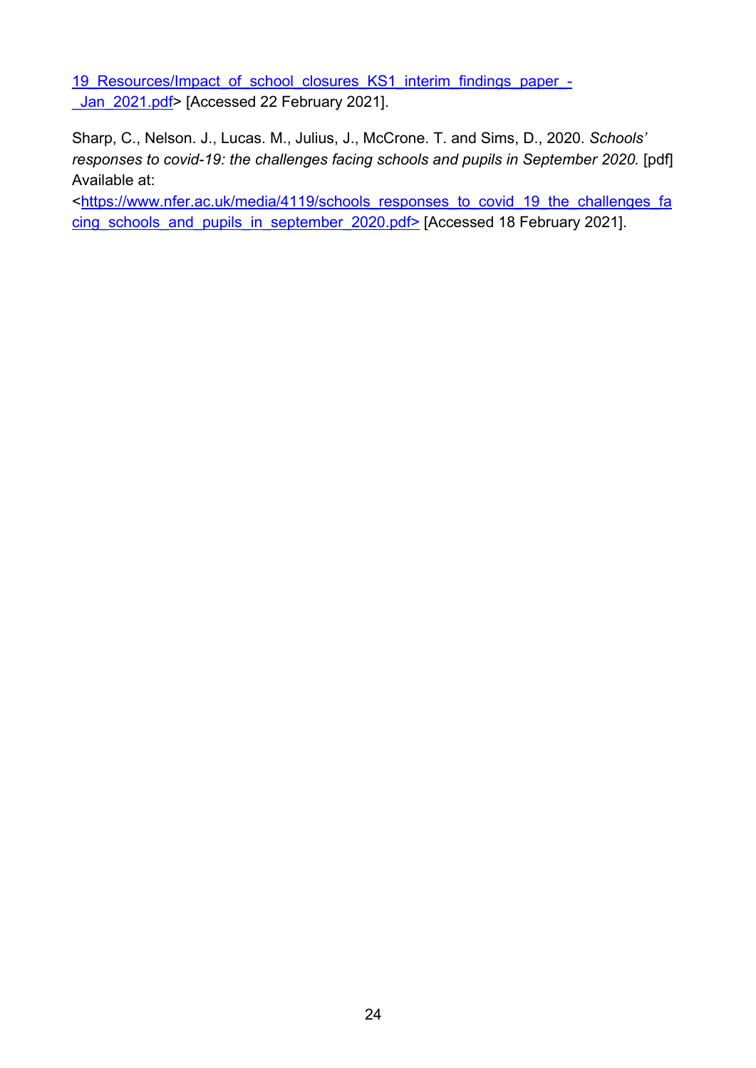19_Resources/Impact_of_school_closures_KS1_interim_findings_paper_-_Jan_2021.pdf> [Accessed 22 February 2021].

Sharp, C., Nelson. J., Lucas. M., Julius, J., McCrone. T. and Sims, D., 2020. *Schools' responses to covid-19: the challenges facing schools and pupils in September 2020.* [pdf] Available at: <https://www.nfer.ac.uk/media/4119/schools_responses_to_covid_19_the_challenges_facing_schools_and_pupils_in_september_2020.pdf> [Accessed 18 February 2021].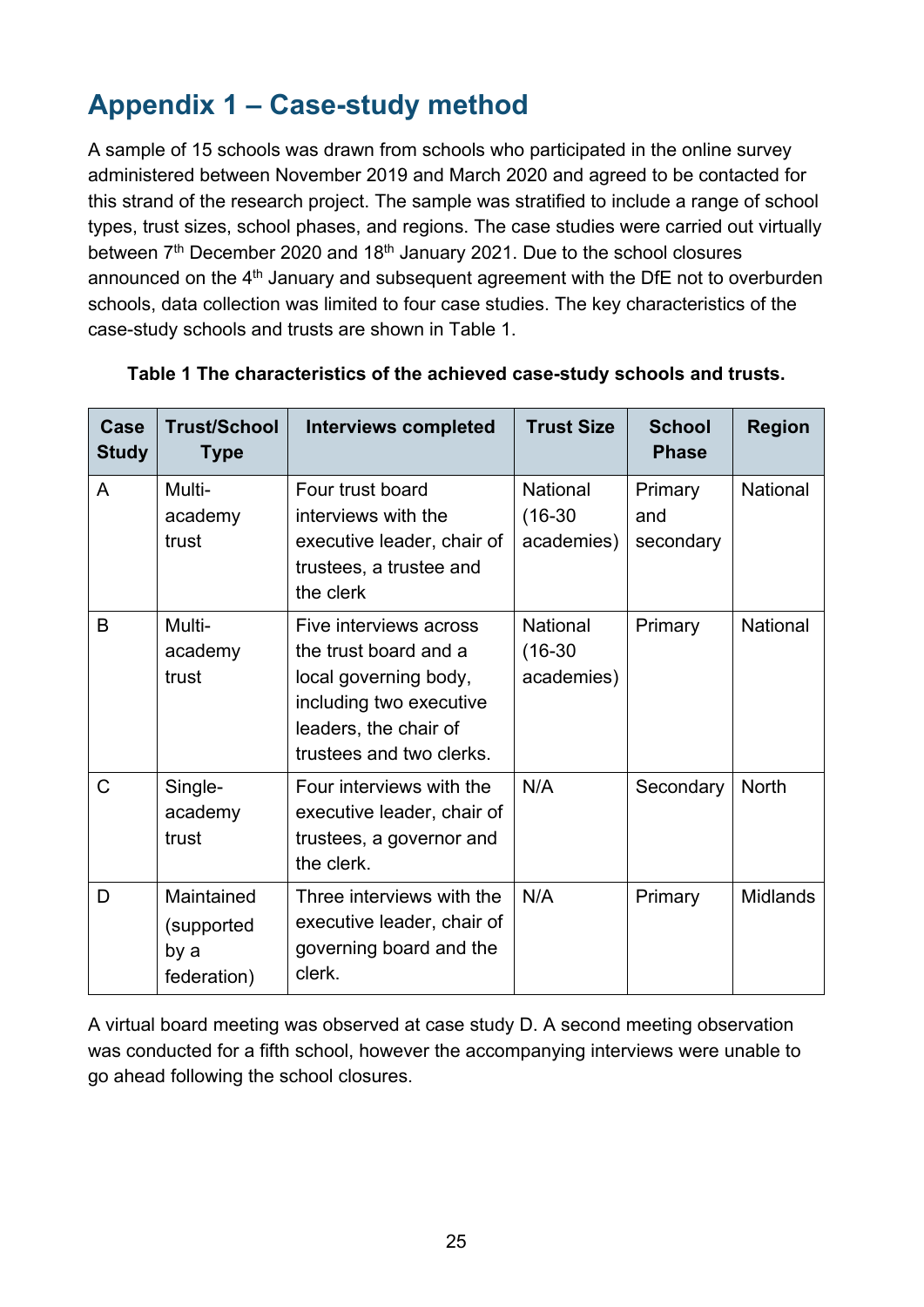## Appendix 1 – Case-study method

A sample of 15 schools was drawn from schools who participated in the online survey administered between November 2019 and March 2020 and agreed to be contacted for this strand of the research project. The sample was stratified to include a range of school types, trust sizes, school phases, and regions. The case studies were carried out virtually between 7th December 2020 and 18th January 2021. Due to the school closures announced on the 4th January and subsequent agreement with the DfE not to overburden schools, data collection was limited to four case studies. The key characteristics of the case-study schools and trusts are shown in Table 1.

**Table 1 The characteristics of the achieved case-study schools and trusts.**

| Case Study | Trust/School Type | Interviews completed | Trust Size | School Phase | Region |
|---|---|---|---|---|---|
| A | Multi-academy trust | Four trust board interviews with the executive leader, chair of trustees, a trustee and the clerk | National (16-30 academies) | Primary and secondary | National |
| B | Multi-academy trust | Five interviews across the trust board and a local governing body, including two executive leaders, the chair of trustees and two clerks. | National (16-30 academies) | Primary | National |
| C | Single-academy trust | Four interviews with the executive leader, chair of trustees, a governor and the clerk. | N/A | Secondary | North |
| D | Maintained (supported by a federation) | Three interviews with the executive leader, chair of governing board and the clerk. | N/A | Primary | Midlands |

A virtual board meeting was observed at case study D. A second meeting observation was conducted for a fifth school, however the accompanying interviews were unable to go ahead following the school closures.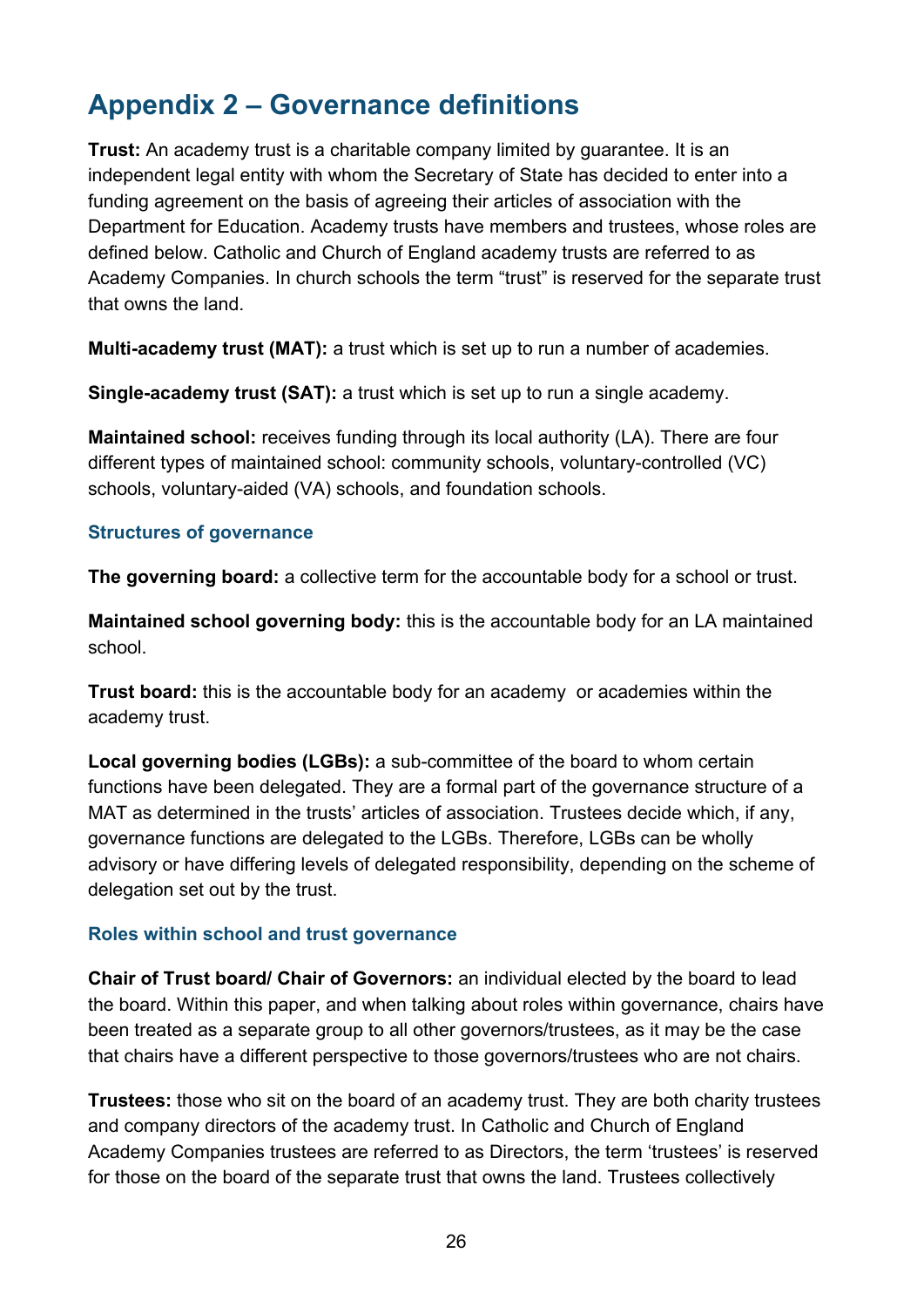## Appendix 2 – Governance definitions

**Trust:** An academy trust is a charitable company limited by guarantee. It is an independent legal entity with whom the Secretary of State has decided to enter into a funding agreement on the basis of agreeing their articles of association with the Department for Education. Academy trusts have members and trustees, whose roles are defined below. Catholic and Church of England academy trusts are referred to as Academy Companies. In church schools the term "trust" is reserved for the separate trust that owns the land.

**Multi-academy trust (MAT):** a trust which is set up to run a number of academies.

**Single-academy trust (SAT):** a trust which is set up to run a single academy.

**Maintained school:** receives funding through its local authority (LA). There are four different types of maintained school: community schools, voluntary-controlled (VC) schools, voluntary-aided (VA) schools, and foundation schools.

### Structures of governance

**The governing board:** a collective term for the accountable body for a school or trust.

**Maintained school governing body:** this is the accountable body for an LA maintained school.

**Trust board:** this is the accountable body for an academy or academies within the academy trust.

**Local governing bodies (LGBs):** a sub-committee of the board to whom certain functions have been delegated. They are a formal part of the governance structure of a MAT as determined in the trusts' articles of association. Trustees decide which, if any, governance functions are delegated to the LGBs. Therefore, LGBs can be wholly advisory or have differing levels of delegated responsibility, depending on the scheme of delegation set out by the trust.

### Roles within school and trust governance

**Chair of Trust board/ Chair of Governors:** an individual elected by the board to lead the board. Within this paper, and when talking about roles within governance, chairs have been treated as a separate group to all other governors/trustees, as it may be the case that chairs have a different perspective to those governors/trustees who are not chairs.

**Trustees:** those who sit on the board of an academy trust. They are both charity trustees and company directors of the academy trust. In Catholic and Church of England Academy Companies trustees are referred to as Directors, the term 'trustees' is reserved for those on the board of the separate trust that owns the land. Trustees collectively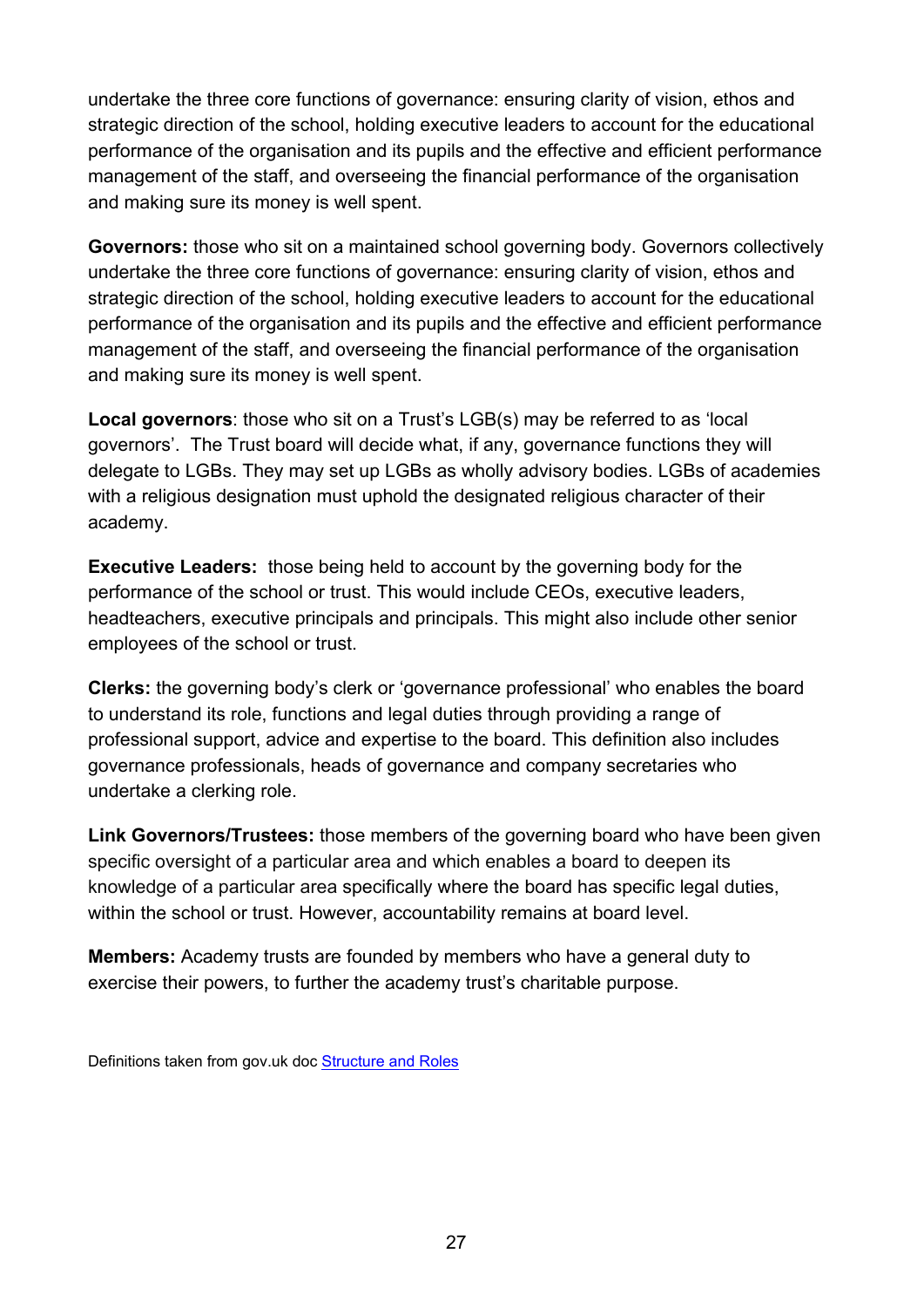undertake the three core functions of governance: ensuring clarity of vision, ethos and strategic direction of the school, holding executive leaders to account for the educational performance of the organisation and its pupils and the effective and efficient performance management of the staff, and overseeing the financial performance of the organisation and making sure its money is well spent.

**Governors:** those who sit on a maintained school governing body. Governors collectively undertake the three core functions of governance: ensuring clarity of vision, ethos and strategic direction of the school, holding executive leaders to account for the educational performance of the organisation and its pupils and the effective and efficient performance management of the staff, and overseeing the financial performance of the organisation and making sure its money is well spent.

**Local governors**: those who sit on a Trust's LGB(s) may be referred to as 'local governors'. The Trust board will decide what, if any, governance functions they will delegate to LGBs. They may set up LGBs as wholly advisory bodies. LGBs of academies with a religious designation must uphold the designated religious character of their academy.

**Executive Leaders:** those being held to account by the governing body for the performance of the school or trust. This would include CEOs, executive leaders, headteachers, executive principals and principals. This might also include other senior employees of the school or trust.

**Clerks:** the governing body's clerk or 'governance professional' who enables the board to understand its role, functions and legal duties through providing a range of professional support, advice and expertise to the board. This definition also includes governance professionals, heads of governance and company secretaries who undertake a clerking role.

**Link Governors/Trustees:** those members of the governing board who have been given specific oversight of a particular area and which enables a board to deepen its knowledge of a particular area specifically where the board has specific legal duties, within the school or trust. However, accountability remains at board level.

**Members:** Academy trusts are founded by members who have a general duty to exercise their powers, to further the academy trust's charitable purpose.

Definitions taken from gov.uk doc [Structure and Roles]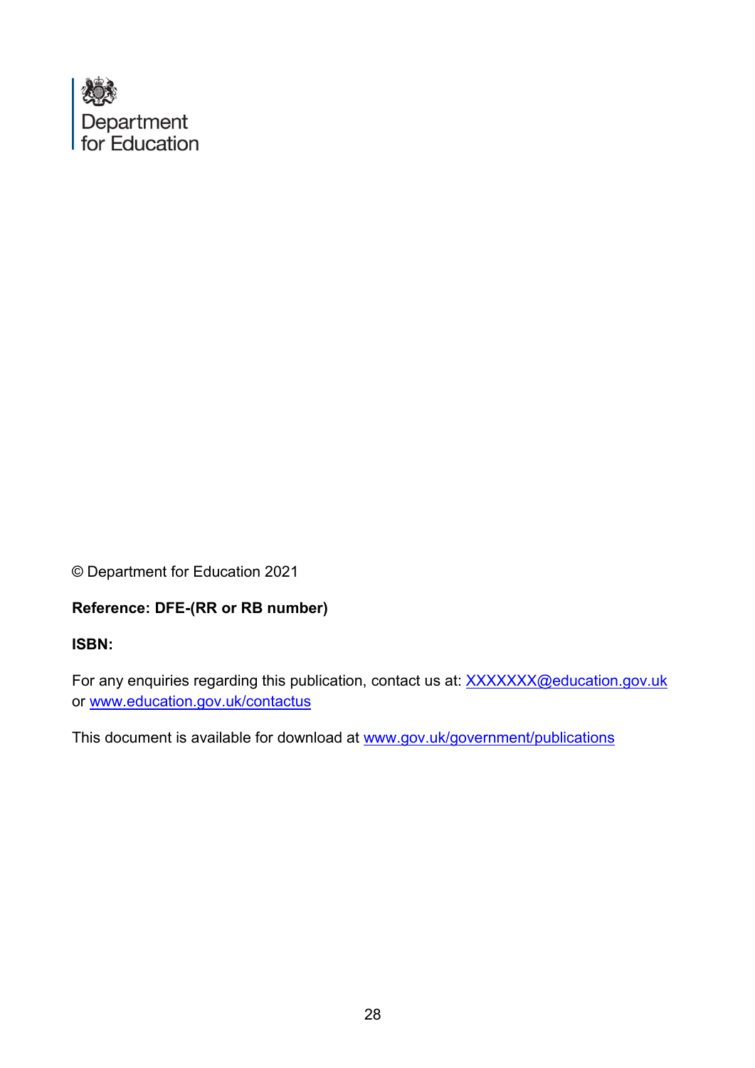Department
for Education

© Department for Education 2021

**Reference: DFE-(RR or RB number)**

**ISBN:**

For any enquiries regarding this publication, contact us at: XXXXXXX@education.gov.uk
or www.education.gov.uk/contactus

This document is available for download at www.gov.uk/government/publications